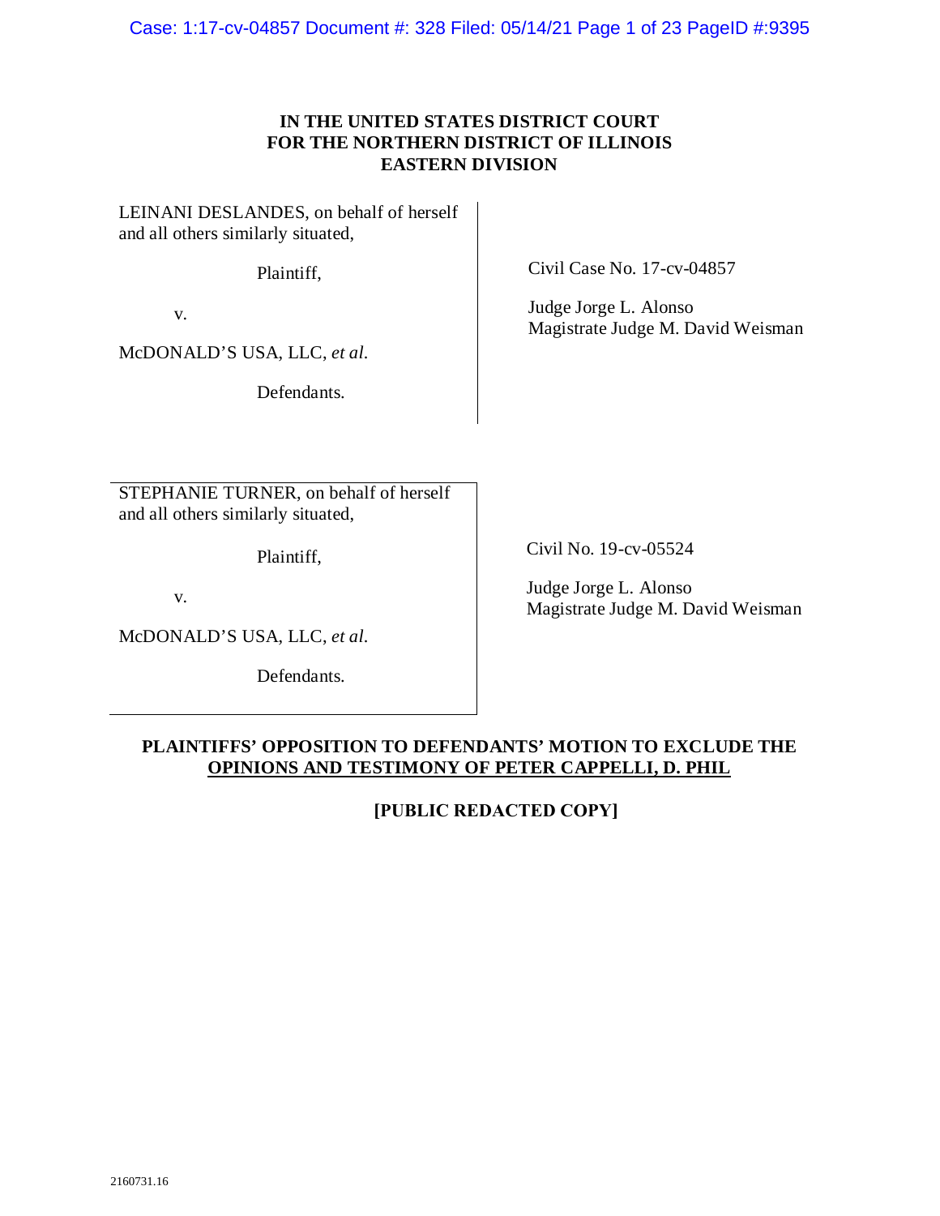**IN THE UNITED STATES DISTRICT COURT**
**FOR THE NORTHERN DISTRICT OF ILLINOIS**
**EASTERN DIVISION**

| | |
|---|---|
| LEINANI DESLANDES, on behalf of herself and all others similarly situated,<br><br>Plaintiff,<br><br>v.<br><br>McDONALD'S USA, LLC, *et al.*<br><br>Defendants. | Civil Case No. 17-cv-04857<br><br>Judge Jorge L. Alonso<br>Magistrate Judge M. David Weisman |

| | |
|---|---|
| STEPHANIE TURNER, on behalf of herself and all others similarly situated,<br><br>Plaintiff,<br><br>v.<br><br>McDONALD'S USA, LLC, *et al.*<br><br>Defendants. | Civil No. 19-cv-05524<br><br>Judge Jorge L. Alonso<br>Magistrate Judge M. David Weisman |

**PLAINTIFFS' OPPOSITION TO DEFENDANTS' MOTION TO EXCLUDE THE OPINIONS AND TESTIMONY OF PETER CAPPELLI, D. PHIL**

**[PUBLIC REDACTED COPY]**

2160731.16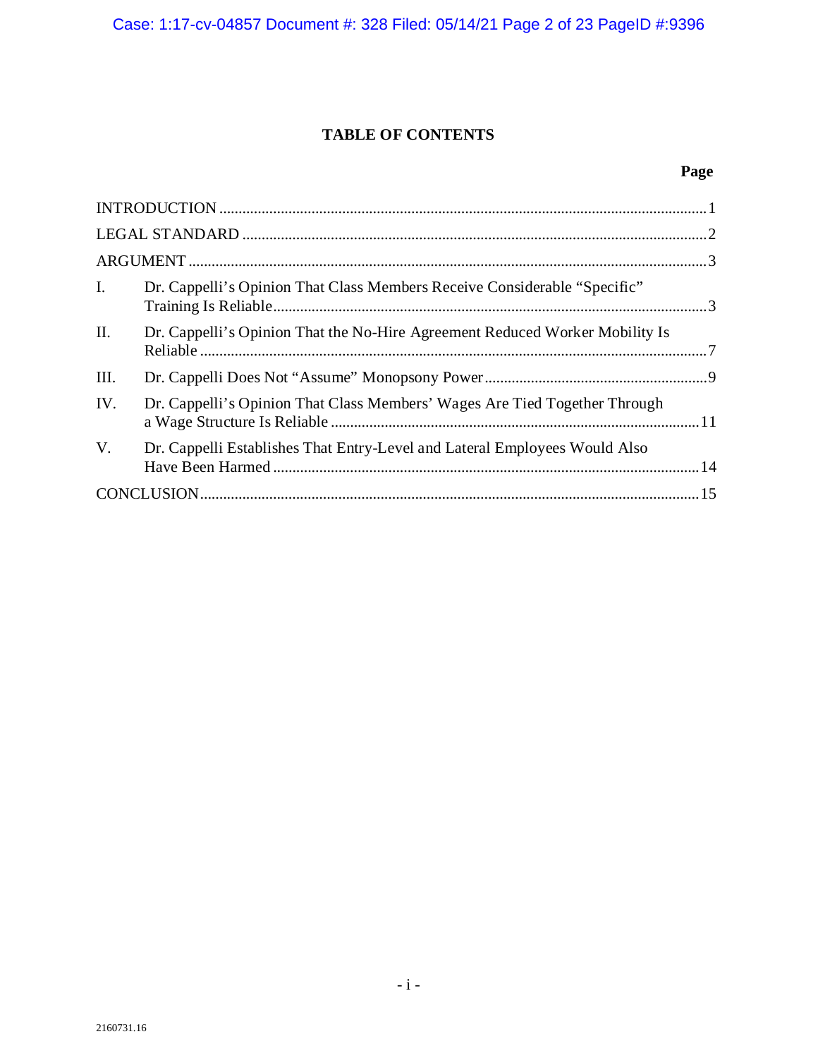# TABLE OF CONTENTS

| | | Page |
|---|---|---|
| INTRODUCTION | | 1 |
| LEGAL STANDARD | | 2 |
| ARGUMENT | | 3 |
| I. | Dr. Cappelli's Opinion That Class Members Receive Considerable "Specific" Training Is Reliable | 3 |
| II. | Dr. Cappelli's Opinion That the No-Hire Agreement Reduced Worker Mobility Is Reliable | 7 |
| III. | Dr. Cappelli Does Not "Assume" Monopsony Power | 9 |
| IV. | Dr. Cappelli's Opinion That Class Members' Wages Are Tied Together Through a Wage Structure Is Reliable | 11 |
| V. | Dr. Cappelli Establishes That Entry-Level and Lateral Employees Would Also Have Been Harmed | 14 |
| CONCLUSION | | 15 |

2160731.16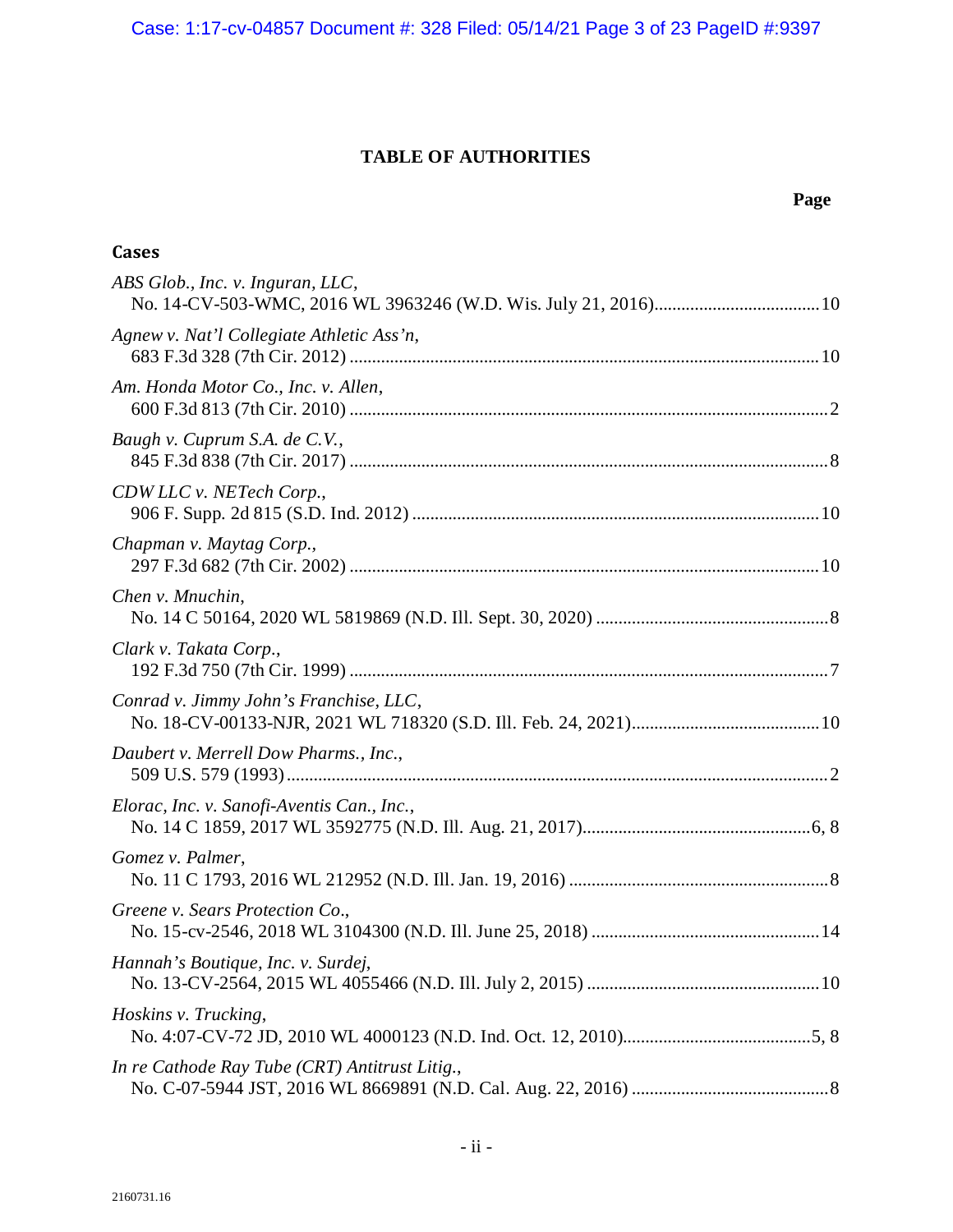# TABLE OF AUTHORITIES

**Page**

## Cases

*ABS Glob., Inc. v. Inguran, LLC*,
No. 14-CV-503-WMC, 2016 WL 3963246 (W.D. Wis. July 21, 2016)....................................10

*Agnew v. Nat'l Collegiate Athletic Ass'n*,
683 F.3d 328 (7th Cir. 2012) ........................................................................................................10

*Am. Honda Motor Co., Inc. v. Allen*,
600 F.3d 813 (7th Cir. 2010) ..........................................................................................................2

*Baugh v. Cuprum S.A. de C.V.*,
845 F.3d 838 (7th Cir. 2017) ..........................................................................................................8

*CDW LLC v. NETech Corp.*,
906 F. Supp. 2d 815 (S.D. Ind. 2012) ..........................................................................................10

*Chapman v. Maytag Corp.*,
297 F.3d 682 (7th Cir. 2002) ........................................................................................................10

*Chen v. Mnuchin*,
No. 14 C 50164, 2020 WL 5819869 (N.D. Ill. Sept. 30, 2020) ...................................................8

*Clark v. Takata Corp.*,
192 F.3d 750 (7th Cir. 1999) ..........................................................................................................7

*Conrad v. Jimmy John's Franchise, LLC*,
No. 18-CV-00133-NJR, 2021 WL 718320 (S.D. Ill. Feb. 24, 2021)..........................................10

*Daubert v. Merrell Dow Pharms., Inc.*,
509 U.S. 579 (1993)........................................................................................................................2

*Elorac, Inc. v. Sanofi-Aventis Can., Inc.*,
No. 14 C 1859, 2017 WL 3592775 (N.D. Ill. Aug. 21, 2017)..................................................6, 8

*Gomez v. Palmer*,
No. 11 C 1793, 2016 WL 212952 (N.D. Ill. Jan. 19, 2016) ..........................................................8

*Greene v. Sears Protection Co.*,
No. 15-cv-2546, 2018 WL 3104300 (N.D. Ill. June 25, 2018) ..................................................14

*Hannah's Boutique, Inc. v. Surdej*,
No. 13-CV-2564, 2015 WL 4055466 (N.D. Ill. July 2, 2015) ...................................................10

*Hoskins v. Trucking*,
No. 4:07-CV-72 JD, 2010 WL 4000123 (N.D. Ind. Oct. 12, 2010)..........................................5, 8

*In re Cathode Ray Tube (CRT) Antitrust Litig.*,
No. C-07-5944 JST, 2016 WL 8669891 (N.D. Cal. Aug. 22, 2016) ...........................................8

2160731.16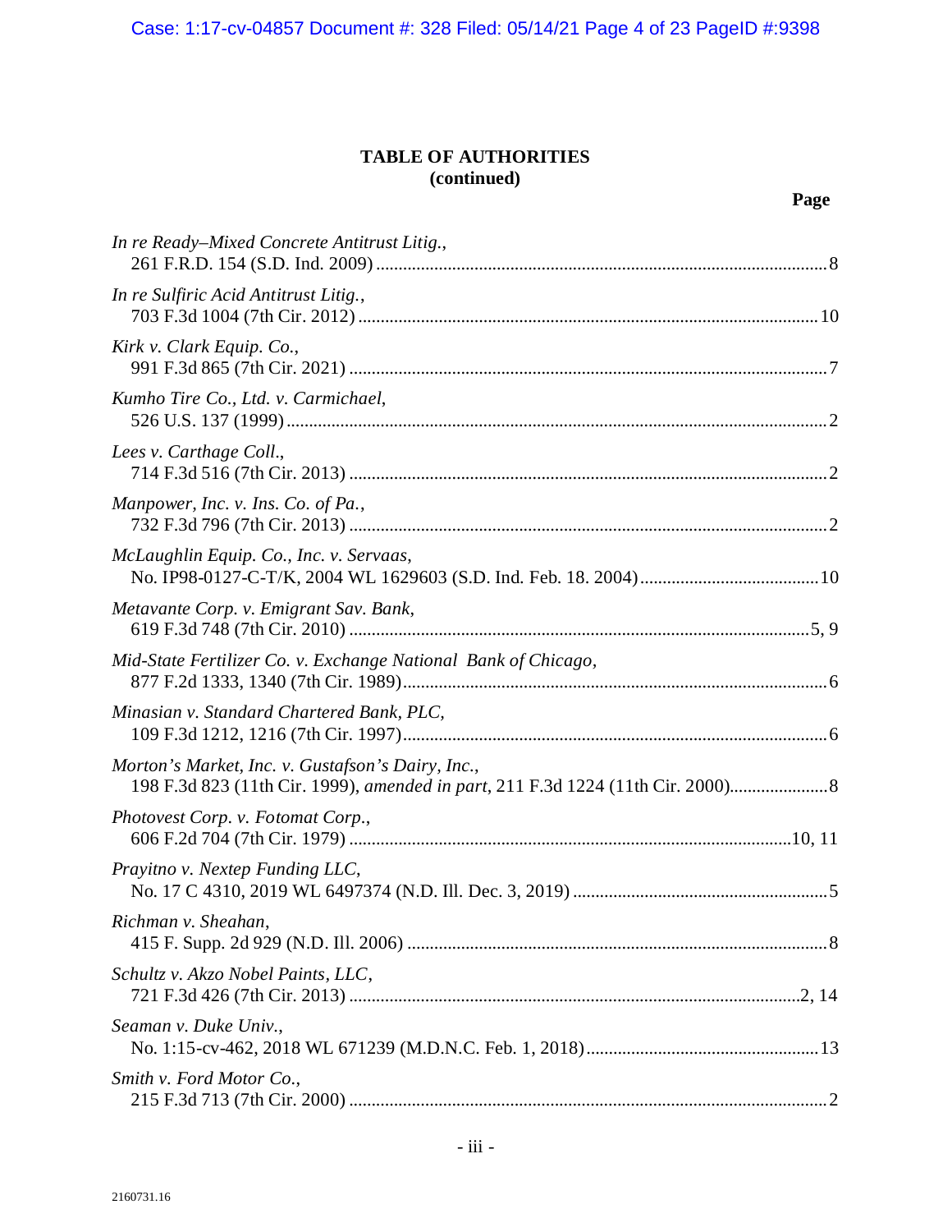**TABLE OF AUTHORITIES**
**(continued)**

**Page**

*In re Ready–Mixed Concrete Antitrust Litig.*,
261 F.R.D. 154 (S.D. Ind. 2009) .................................................................................................8

*In re Sulfiric Acid Antitrust Litig.*,
703 F.3d 1004 (7th Cir. 2012) ...................................................................................................10

*Kirk v. Clark Equip. Co.*,
991 F.3d 865 (7th Cir. 2021) .......................................................................................................7

*Kumho Tire Co., Ltd. v. Carmichael*,
526 U.S. 137 (1999) .....................................................................................................................2

*Lees v. Carthage Coll.*,
714 F.3d 516 (7th Cir. 2013) .......................................................................................................2

*Manpower, Inc. v. Ins. Co. of Pa.*,
732 F.3d 796 (7th Cir. 2013) .......................................................................................................2

*McLaughlin Equip. Co., Inc. v. Servaas*,
No. IP98-0127-C-T/K, 2004 WL 1629603 (S.D. Ind. Feb. 18. 2004).......................................10

*Metavante Corp. v. Emigrant Sav. Bank*,
619 F.3d 748 (7th Cir. 2010) ...................................................................................................5, 9

*Mid-State Fertilizer Co. v. Exchange National Bank of Chicago*,
877 F.2d 1333, 1340 (7th Cir. 1989)...........................................................................................6

*Minasian v. Standard Chartered Bank, PLC*,
109 F.3d 1212, 1216 (7th Cir. 1997)...........................................................................................6

*Morton's Market, Inc. v. Gustafson's Dairy, Inc.*,
198 F.3d 823 (11th Cir. 1999), *amended in part*, 211 F.3d 1224 (11th Cir. 2000).....................8

*Photovest Corp. v. Fotomat Corp.*,
606 F.2d 704 (7th Cir. 1979) ...............................................................................................10, 11

*Prayitno v. Nextep Funding LLC*,
No. 17 C 4310, 2019 WL 6497374 (N.D. Ill. Dec. 3, 2019) .......................................................5

*Richman v. Sheahan*,
415 F. Supp. 2d 929 (N.D. Ill. 2006) ..........................................................................................8

*Schultz v. Akzo Nobel Paints, LLC*,
721 F.3d 426 (7th Cir. 2013) ...................................................................................................2, 14

*Seaman v. Duke Univ.*,
No. 1:15-cv-462, 2018 WL 671239 (M.D.N.C. Feb. 1, 2018)..................................................13

*Smith v. Ford Motor Co.*,
215 F.3d 713 (7th Cir. 2000) .......................................................................................................2

2160731.16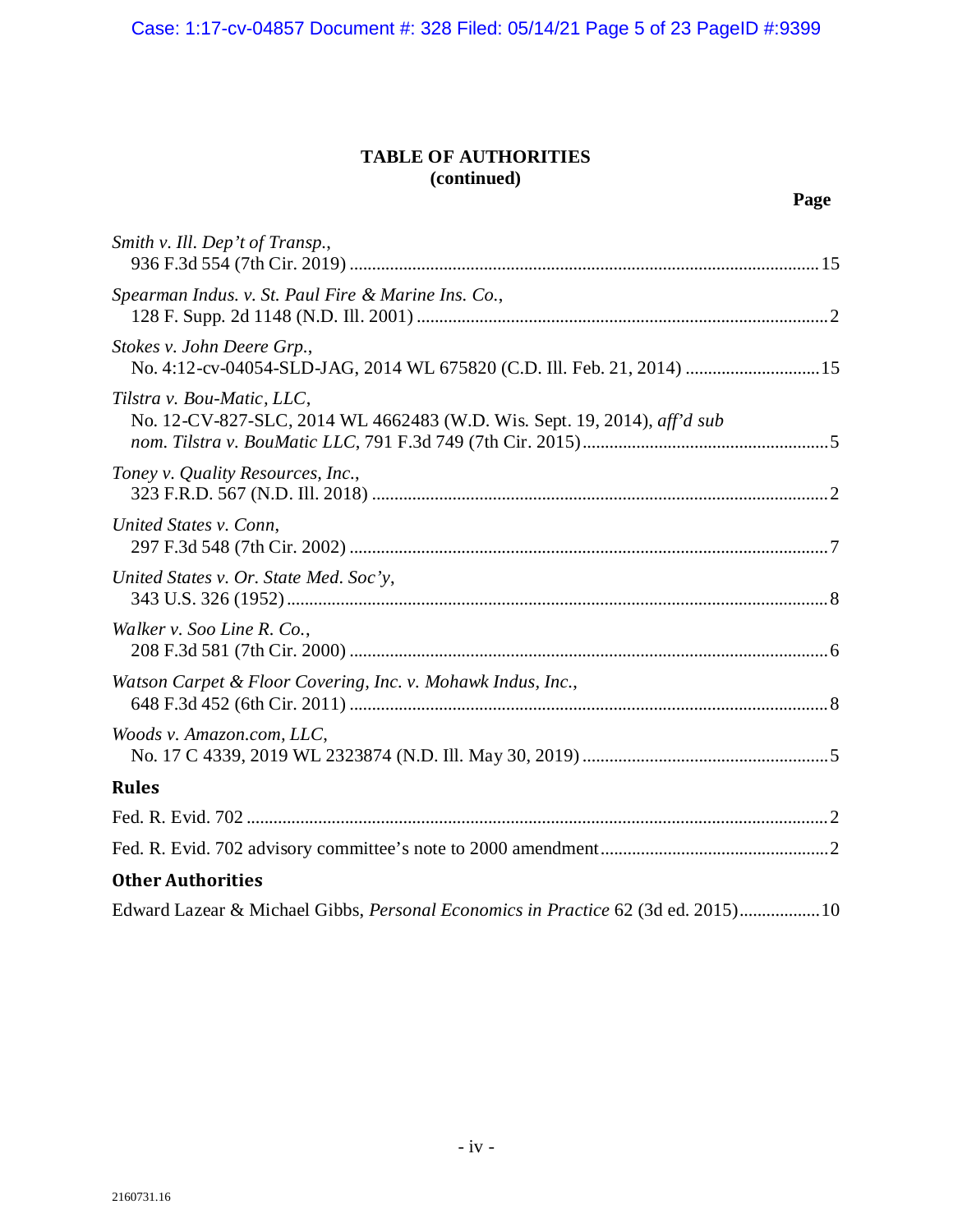# TABLE OF AUTHORITIES
**(continued)**

**Page**

*Smith v. Ill. Dep't of Transp.*,
936 F.3d 554 (7th Cir. 2019) ......................................................................................................15

*Spearman Indus. v. St. Paul Fire & Marine Ins. Co.*,
128 F. Supp. 2d 1148 (N.D. Ill. 2001) ..........................................................................................2

*Stokes v. John Deere Grp.*,
No. 4:12-cv-04054-SLD-JAG, 2014 WL 675820 (C.D. Ill. Feb. 21, 2014) ..............................15

*Tilstra v. Bou-Matic, LLC*,
No. 12-CV-827-SLC, 2014 WL 4662483 (W.D. Wis. Sept. 19, 2014), *aff'd sub nom. Tilstra v. BouMatic LLC*, 791 F.3d 749 (7th Cir. 2015).......................................................5

*Toney v. Quality Resources, Inc.*,
323 F.R.D. 567 (N.D. Ill. 2018) ....................................................................................................2

*United States v. Conn*,
297 F.3d 548 (7th Cir. 2002) ..........................................................................................................7

*United States v. Or. State Med. Soc'y*,
343 U.S. 326 (1952) .......................................................................................................................8

*Walker v. Soo Line R. Co.*,
208 F.3d 581 (7th Cir. 2000) ..........................................................................................................6

*Watson Carpet & Floor Covering, Inc. v. Mohawk Indus, Inc.*,
648 F.3d 452 (6th Cir. 2011) ..........................................................................................................8

*Woods v. Amazon.com, LLC*,
No. 17 C 4339, 2019 WL 2323874 (N.D. Ill. May 30, 2019) ......................................................5

## Rules

Fed. R. Evid. 702 ................................................................................................................................2

Fed. R. Evid. 702 advisory committee's note to 2000 amendment ..................................................2

## Other Authorities

Edward Lazear & Michael Gibbs, *Personal Economics in Practice* 62 (3d ed. 2015)..................10

2160731.16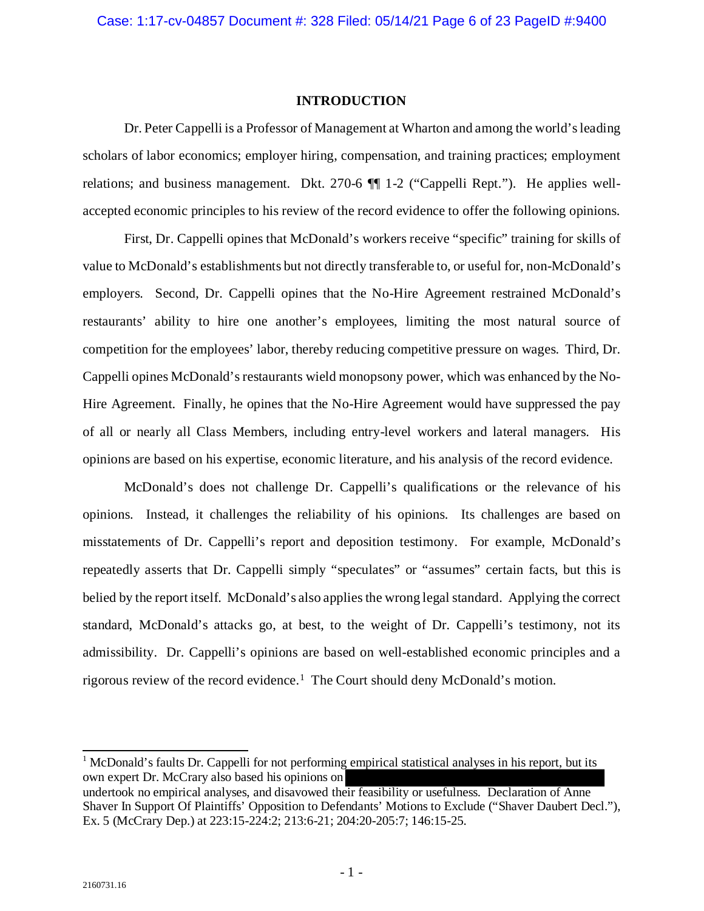## INTRODUCTION

Dr. Peter Cappelli is a Professor of Management at Wharton and among the world's leading scholars of labor economics; employer hiring, compensation, and training practices; employment relations; and business management. Dkt. 270-6 ¶¶ 1-2 ("Cappelli Rept."). He applies well-accepted economic principles to his review of the record evidence to offer the following opinions.

First, Dr. Cappelli opines that McDonald's workers receive "specific" training for skills of value to McDonald's establishments but not directly transferable to, or useful for, non-McDonald's employers. Second, Dr. Cappelli opines that the No-Hire Agreement restrained McDonald's restaurants' ability to hire one another's employees, limiting the most natural source of competition for the employees' labor, thereby reducing competitive pressure on wages. Third, Dr. Cappelli opines McDonald's restaurants wield monopsony power, which was enhanced by the No-Hire Agreement. Finally, he opines that the No-Hire Agreement would have suppressed the pay of all or nearly all Class Members, including entry-level workers and lateral managers. His opinions are based on his expertise, economic literature, and his analysis of the record evidence.

McDonald's does not challenge Dr. Cappelli's qualifications or the relevance of his opinions. Instead, it challenges the reliability of his opinions. Its challenges are based on misstatements of Dr. Cappelli's report and deposition testimony. For example, McDonald's repeatedly asserts that Dr. Cappelli simply "speculates" or "assumes" certain facts, but this is belied by the report itself. McDonald's also applies the wrong legal standard. Applying the correct standard, McDonald's attacks go, at best, to the weight of Dr. Cappelli's testimony, not its admissibility. Dr. Cappelli's opinions are based on well-established economic principles and a rigorous review of the record evidence.[1] The Court should deny McDonald's motion.

---

[1] McDonald's faults Dr. Cappelli for not performing empirical statistical analyses in his report, but its own expert Dr. McCrary also based his opinions on [REDACTED] undertook no empirical analyses, and disavowed their feasibility or usefulness. Declaration of Anne Shaver In Support Of Plaintiffs' Opposition to Defendants' Motions to Exclude ("Shaver Daubert Decl."), Ex. 5 (McCrary Dep.) at 223:15-224:2; 213:6-21; 204:20-205:7; 146:15-25.

2160731.16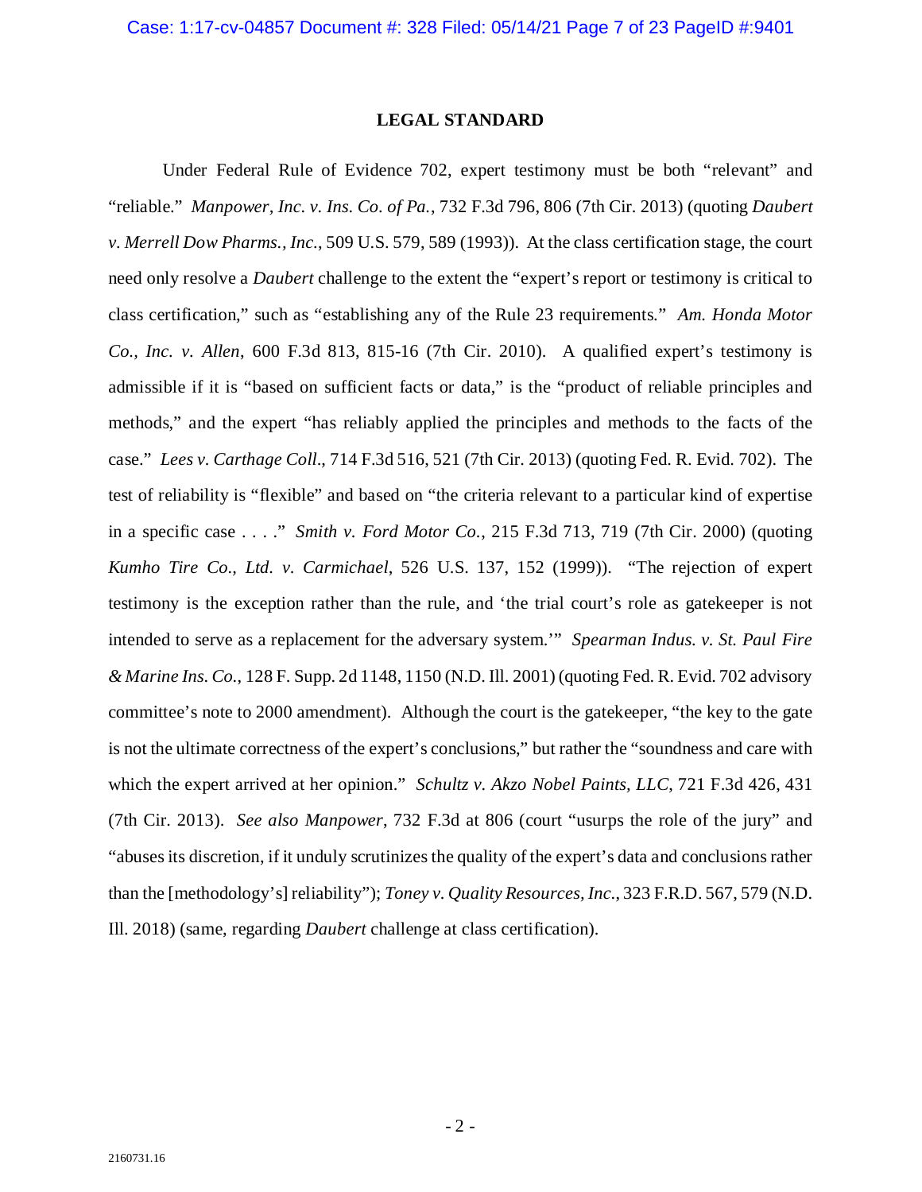## LEGAL STANDARD

Under Federal Rule of Evidence 702, expert testimony must be both "relevant" and "reliable." *Manpower, Inc. v. Ins. Co. of Pa.*, 732 F.3d 796, 806 (7th Cir. 2013) (quoting *Daubert v. Merrell Dow Pharms., Inc.*, 509 U.S. 579, 589 (1993)). At the class certification stage, the court need only resolve a *Daubert* challenge to the extent the "expert's report or testimony is critical to class certification," such as "establishing any of the Rule 23 requirements." *Am. Honda Motor Co., Inc. v. Allen*, 600 F.3d 813, 815-16 (7th Cir. 2010). A qualified expert's testimony is admissible if it is "based on sufficient facts or data," is the "product of reliable principles and methods," and the expert "has reliably applied the principles and methods to the facts of the case." *Lees v. Carthage Coll*., 714 F.3d 516, 521 (7th Cir. 2013) (quoting Fed. R. Evid. 702). The test of reliability is "flexible" and based on "the criteria relevant to a particular kind of expertise in a specific case . . . ." *Smith v. Ford Motor Co.*, 215 F.3d 713, 719 (7th Cir. 2000) (quoting *Kumho Tire Co., Ltd. v. Carmichael*, 526 U.S. 137, 152 (1999)). "The rejection of expert testimony is the exception rather than the rule, and 'the trial court's role as gatekeeper is not intended to serve as a replacement for the adversary system.'" *Spearman Indus. v. St. Paul Fire & Marine Ins. Co.*, 128 F. Supp. 2d 1148, 1150 (N.D. Ill. 2001) (quoting Fed. R. Evid. 702 advisory committee's note to 2000 amendment). Although the court is the gatekeeper, "the key to the gate is not the ultimate correctness of the expert's conclusions," but rather the "soundness and care with which the expert arrived at her opinion." *Schultz v. Akzo Nobel Paints, LLC*, 721 F.3d 426, 431 (7th Cir. 2013). *See also Manpower*, 732 F.3d at 806 (court "usurps the role of the jury" and "abuses its discretion, if it unduly scrutinizes the quality of the expert's data and conclusions rather than the [methodology's] reliability"); *Toney v. Quality Resources, Inc.*, 323 F.R.D. 567, 579 (N.D. Ill. 2018) (same, regarding *Daubert* challenge at class certification).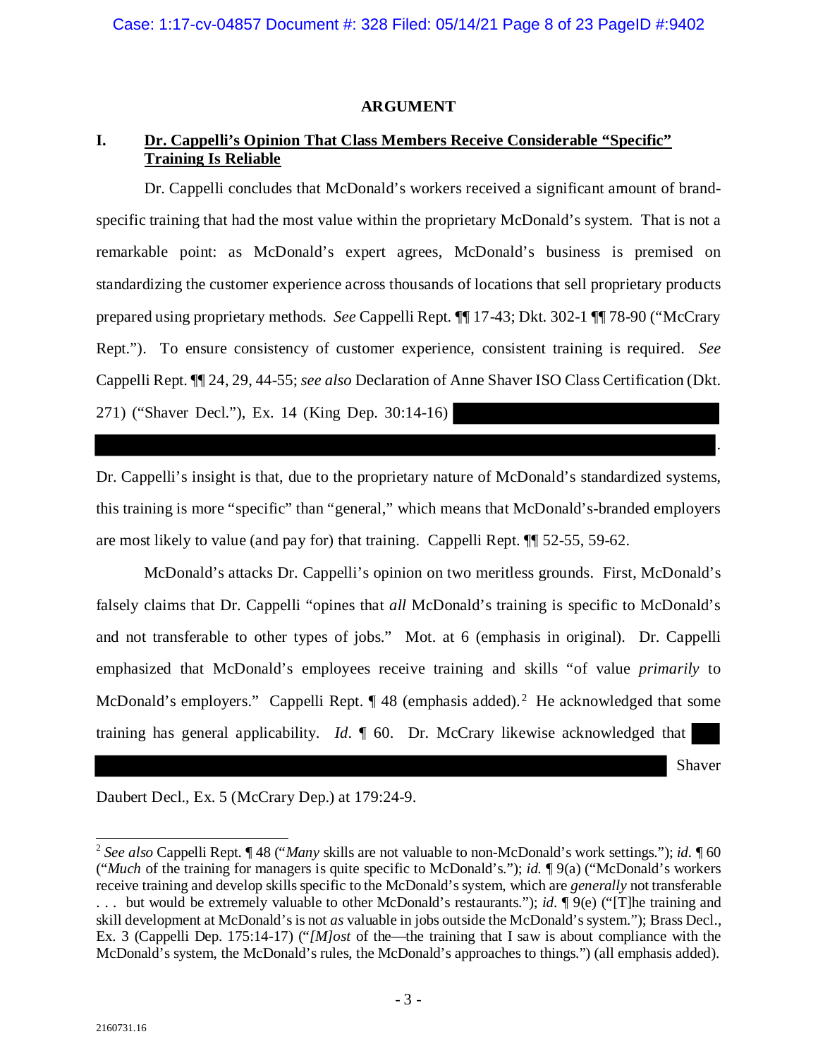## ARGUMENT

### I. Dr. Cappelli's Opinion That Class Members Receive Considerable "Specific" Training Is Reliable

Dr. Cappelli concludes that McDonald's workers received a significant amount of brand-specific training that had the most value within the proprietary McDonald's system. That is not a remarkable point: as McDonald's expert agrees, McDonald's business is premised on standardizing the customer experience across thousands of locations that sell proprietary products prepared using proprietary methods. *See* Cappelli Rept. ¶¶ 17-43; Dkt. 302-1 ¶¶ 78-90 ("McCrary Rept."). To ensure consistency of customer experience, consistent training is required. *See* Cappelli Rept. ¶¶ 24, 29, 44-55; *see also* Declaration of Anne Shaver ISO Class Certification (Dkt. 271) ("Shaver Decl."), Ex. 14 (King Dep. 30:14-16) [REDACTED].

Dr. Cappelli's insight is that, due to the proprietary nature of McDonald's standardized systems, this training is more "specific" than "general," which means that McDonald's-branded employers are most likely to value (and pay for) that training. Cappelli Rept. ¶¶ 52-55, 59-62.

McDonald's attacks Dr. Cappelli's opinion on two meritless grounds. First, McDonald's falsely claims that Dr. Cappelli "opines that *all* McDonald's training is specific to McDonald's and not transferable to other types of jobs." Mot. at 6 (emphasis in original). Dr. Cappelli emphasized that McDonald's employees receive training and skills "of value *primarily* to McDonald's employers." Cappelli Rept. ¶ 48 (emphasis added).[2] He acknowledged that some training has general applicability. *Id*. ¶ 60. Dr. McCrary likewise acknowledged that [REDACTED] Shaver Daubert Decl., Ex. 5 (McCrary Dep.) at 179:24-9.

---

[2] *See also* Cappelli Rept. ¶ 48 ("*Many* skills are not valuable to non-McDonald's work settings."); *id*. ¶ 60 ("*Much* of the training for managers is quite specific to McDonald's."); *id.* ¶ 9(a) ("McDonald's workers receive training and develop skills specific to the McDonald's system, which are *generally* not transferable . . . but would be extremely valuable to other McDonald's restaurants."); *id*. ¶ 9(e) ("[T]he training and skill development at McDonald's is not *as* valuable in jobs outside the McDonald's system."); Brass Decl., Ex. 3 (Cappelli Dep. 175:14-17) ("*[M]ost* of the—the training that I saw is about compliance with the McDonald's system, the McDonald's rules, the McDonald's approaches to things.") (all emphasis added).

2160731.16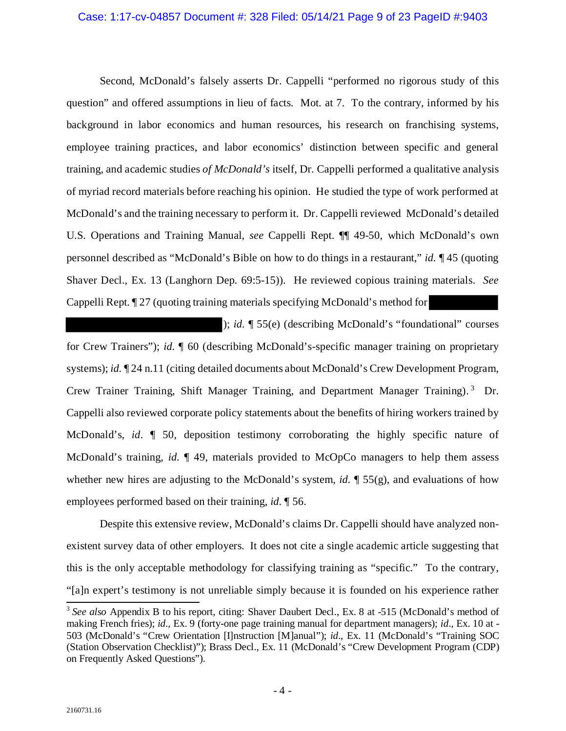Second, McDonald's falsely asserts Dr. Cappelli "performed no rigorous study of this question" and offered assumptions in lieu of facts. Mot. at 7. To the contrary, informed by his background in labor economics and human resources, his research on franchising systems, employee training practices, and labor economics' distinction between specific and general training, and academic studies *of McDonald's* itself, Dr. Cappelli performed a qualitative analysis of myriad record materials before reaching his opinion. He studied the type of work performed at McDonald's and the training necessary to perform it. Dr. Cappelli reviewed McDonald's detailed U.S. Operations and Training Manual, *see* Cappelli Rept. ¶¶ 49-50, which McDonald's own personnel described as "McDonald's Bible on how to do things in a restaurant," *id.* ¶ 45 (quoting Shaver Decl., Ex. 13 (Langhorn Dep. 69:5-15)). He reviewed copious training materials. *See* Cappelli Rept. ¶ 27 (quoting training materials specifying McDonald's method for [REDACTED] [REDACTED]); *id.* ¶ 55(e) (describing McDonald's "foundational" courses for Crew Trainers"); *id.* ¶ 60 (describing McDonald's-specific manager training on proprietary systems); *id.* ¶ 24 n.11 (citing detailed documents about McDonald's Crew Development Program, Crew Trainer Training, Shift Manager Training, and Department Manager Training).[3] Dr. Cappelli also reviewed corporate policy statements about the benefits of hiring workers trained by McDonald's, *id.* ¶ 50, deposition testimony corroborating the highly specific nature of McDonald's training, *id.* ¶ 49, materials provided to McOpCo managers to help them assess whether new hires are adjusting to the McDonald's system, *id.* ¶ 55(g), and evaluations of how employees performed based on their training, *id.* ¶ 56.

Despite this extensive review, McDonald's claims Dr. Cappelli should have analyzed non-existent survey data of other employers. It does not cite a single academic article suggesting that this is the only acceptable methodology for classifying training as "specific." To the contrary, "[a]n expert's testimony is not unreliable simply because it is founded on his experience rather

[3] *See also* Appendix B to his report, citing: Shaver Daubert Decl., Ex. 8 at -515 (McDonald's method of making French fries); *id*., Ex. 9 (forty-one page training manual for department managers); *id*., Ex. 10 at -503 (McDonald's "Crew Orientation [I]nstruction [M]anual"); *id*., Ex. 11 (McDonald's "Training SOC (Station Observation Checklist)"); Brass Decl., Ex. 11 (McDonald's "Crew Development Program (CDP) on Frequently Asked Questions").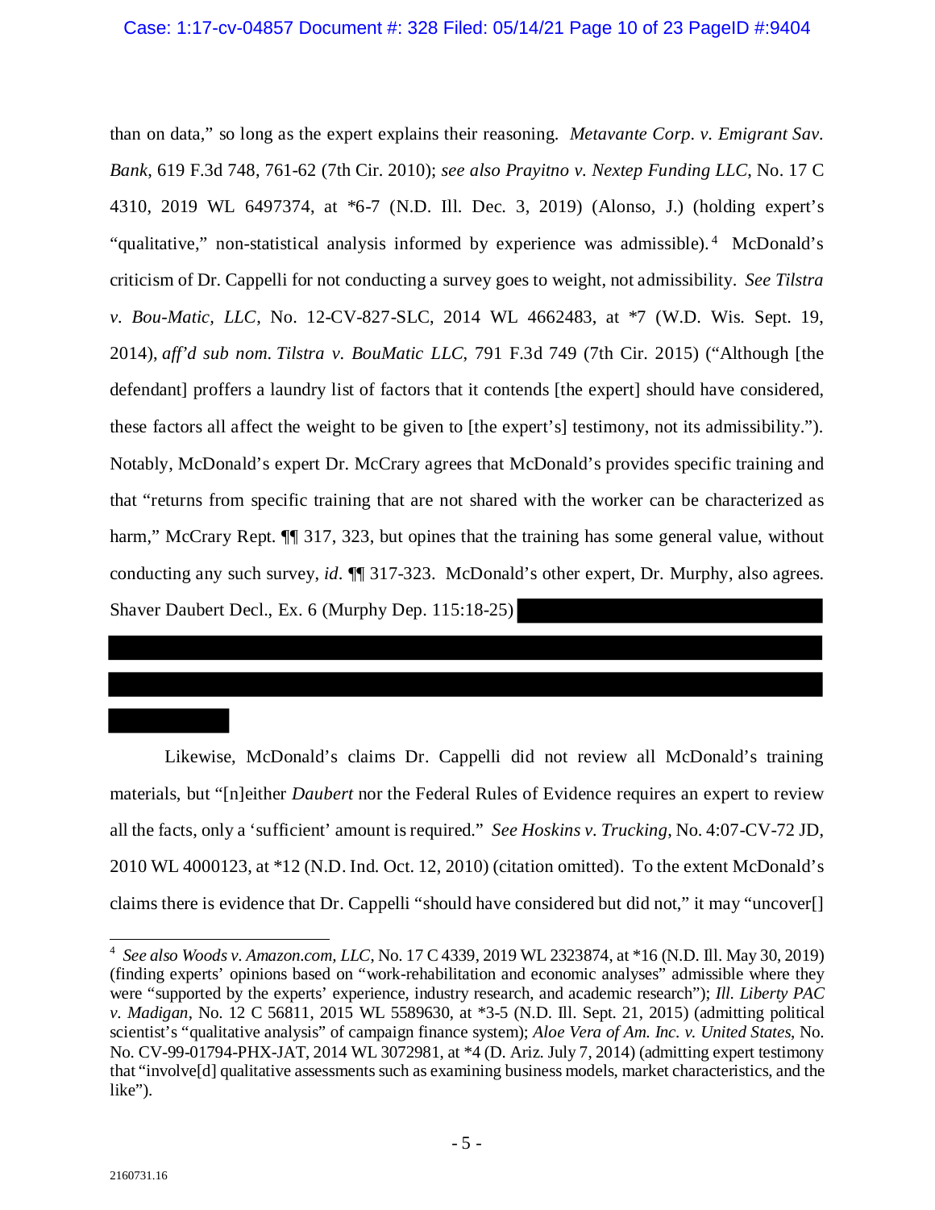than on data," so long as the expert explains their reasoning. *Metavante Corp. v. Emigrant Sav. Bank*, 619 F.3d 748, 761-62 (7th Cir. 2010); *see also Prayitno v. Nextep Funding LLC*, No. 17 C 4310, 2019 WL 6497374, at *6-7 (N.D. Ill. Dec. 3, 2019) (Alonso, J.) (holding expert's "qualitative," non-statistical analysis informed by experience was admissible).[4] McDonald's criticism of Dr. Cappelli for not conducting a survey goes to weight, not admissibility. *See Tilstra v. Bou-Matic, LLC*, No. 12-CV-827-SLC, 2014 WL 4662483, at *7 (W.D. Wis. Sept. 19, 2014), *aff'd sub nom. Tilstra v. BouMatic LLC*, 791 F.3d 749 (7th Cir. 2015) ("Although [the defendant] proffers a laundry list of factors that it contends [the expert] should have considered, these factors all affect the weight to be given to [the expert's] testimony, not its admissibility."). Notably, McDonald's expert Dr. McCrary agrees that McDonald's provides specific training and that "returns from specific training that are not shared with the worker can be characterized as harm," McCrary Rept. ¶¶ 317, 323, but opines that the training has some general value, without conducting any such survey, *id*. ¶¶ 317-323. McDonald's other expert, Dr. Murphy, also agrees. Shaver Daubert Decl., Ex. 6 (Murphy Dep. 115:18-25) [REDACTED]

Likewise, McDonald's claims Dr. Cappelli did not review all McDonald's training materials, but "[n]either *Daubert* nor the Federal Rules of Evidence requires an expert to review all the facts, only a 'sufficient' amount is required." *See Hoskins v. Trucking*, No. 4:07-CV-72 JD, 2010 WL 4000123, at *12 (N.D. Ind. Oct. 12, 2010) (citation omitted). To the extent McDonald's claims there is evidence that Dr. Cappelli "should have considered but did not," it may "uncover[]

---

[4] *See also Woods v. Amazon.com, LLC*, No. 17 C 4339, 2019 WL 2323874, at *16 (N.D. Ill. May 30, 2019) (finding experts' opinions based on "work-rehabilitation and economic analyses" admissible where they were "supported by the experts' experience, industry research, and academic research"); *Ill. Liberty PAC v. Madigan*, No. 12 C 56811, 2015 WL 5589630, at *3-5 (N.D. Ill. Sept. 21, 2015) (admitting political scientist's "qualitative analysis" of campaign finance system); *Aloe Vera of Am. Inc. v. United States*, No. No. CV-99-01794-PHX-JAT, 2014 WL 3072981, at *4 (D. Ariz. July 7, 2014) (admitting expert testimony that "involve[d] qualitative assessments such as examining business models, market characteristics, and the like").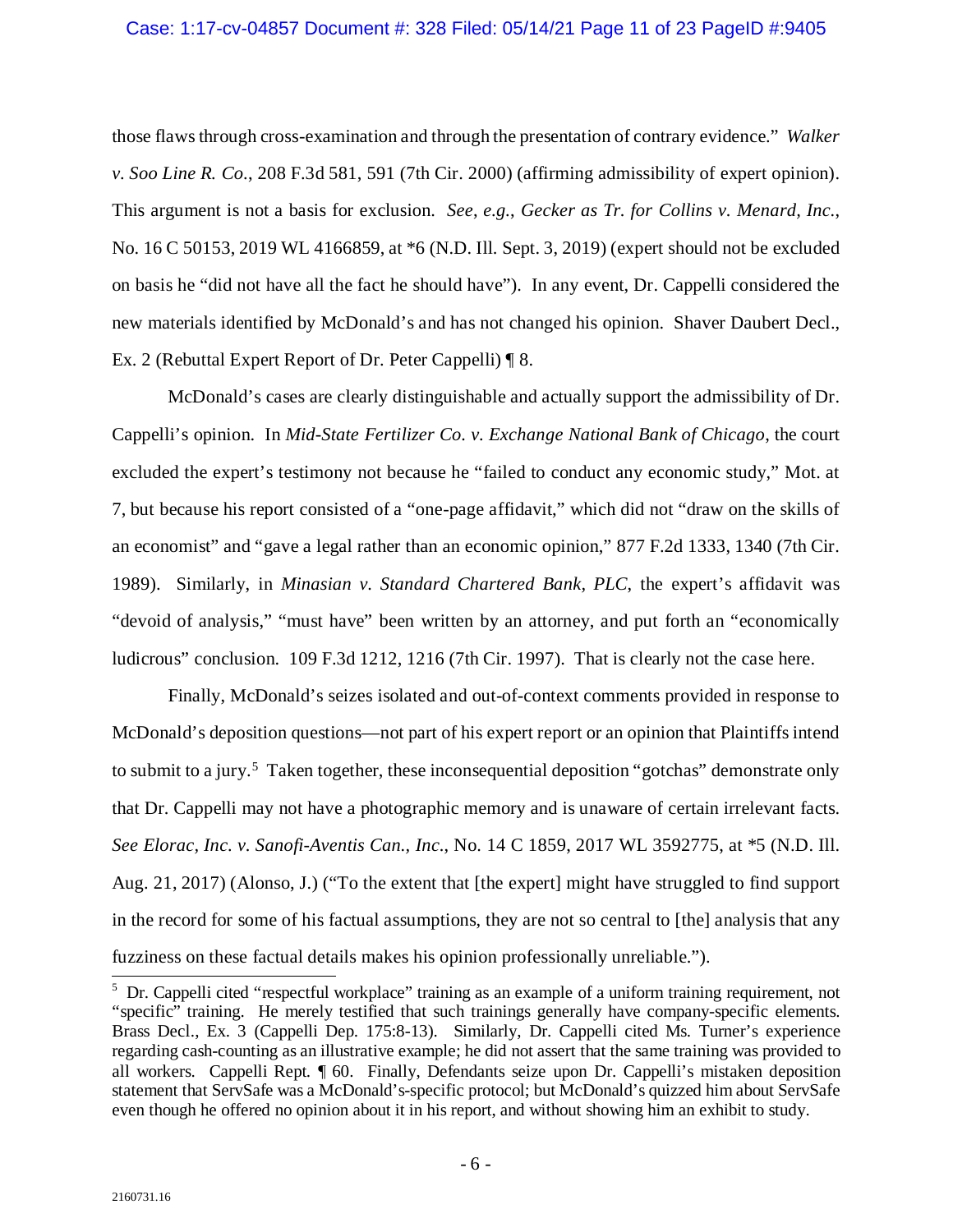those flaws through cross-examination and through the presentation of contrary evidence." *Walker v. Soo Line R. Co.*, 208 F.3d 581, 591 (7th Cir. 2000) (affirming admissibility of expert opinion). This argument is not a basis for exclusion. *See, e.g.*, *Gecker as Tr. for Collins v. Menard, Inc.*, No. 16 C 50153, 2019 WL 4166859, at *6 (N.D. Ill. Sept. 3, 2019) (expert should not be excluded on basis he "did not have all the fact he should have"). In any event, Dr. Cappelli considered the new materials identified by McDonald's and has not changed his opinion. Shaver Daubert Decl., Ex. 2 (Rebuttal Expert Report of Dr. Peter Cappelli) ¶ 8.

McDonald's cases are clearly distinguishable and actually support the admissibility of Dr. Cappelli's opinion. In *Mid-State Fertilizer Co. v. Exchange National Bank of Chicago*, the court excluded the expert's testimony not because he "failed to conduct any economic study," Mot. at 7, but because his report consisted of a "one-page affidavit," which did not "draw on the skills of an economist" and "gave a legal rather than an economic opinion," 877 F.2d 1333, 1340 (7th Cir. 1989). Similarly, in *Minasian v. Standard Chartered Bank, PLC*, the expert's affidavit was "devoid of analysis," "must have" been written by an attorney, and put forth an "economically ludicrous" conclusion. 109 F.3d 1212, 1216 (7th Cir. 1997). That is clearly not the case here.

Finally, McDonald's seizes isolated and out-of-context comments provided in response to McDonald's deposition questions—not part of his expert report or an opinion that Plaintiffs intend to submit to a jury.[5] Taken together, these inconsequential deposition "gotchas" demonstrate only that Dr. Cappelli may not have a photographic memory and is unaware of certain irrelevant facts. *See Elorac, Inc. v. Sanofi-Aventis Can., Inc.*, No. 14 C 1859, 2017 WL 3592775, at *5 (N.D. Ill. Aug. 21, 2017) (Alonso, J.) ("To the extent that [the expert] might have struggled to find support in the record for some of his factual assumptions, they are not so central to [the] analysis that any fuzziness on these factual details makes his opinion professionally unreliable.").

[5] Dr. Cappelli cited "respectful workplace" training as an example of a uniform training requirement, not "specific" training. He merely testified that such trainings generally have company-specific elements. Brass Decl., Ex. 3 (Cappelli Dep. 175:8-13). Similarly, Dr. Cappelli cited Ms. Turner's experience regarding cash-counting as an illustrative example; he did not assert that the same training was provided to all workers. Cappelli Rept. ¶ 60. Finally, Defendants seize upon Dr. Cappelli's mistaken deposition statement that ServSafe was a McDonald's-specific protocol; but McDonald's quizzed him about ServSafe even though he offered no opinion about it in his report, and without showing him an exhibit to study.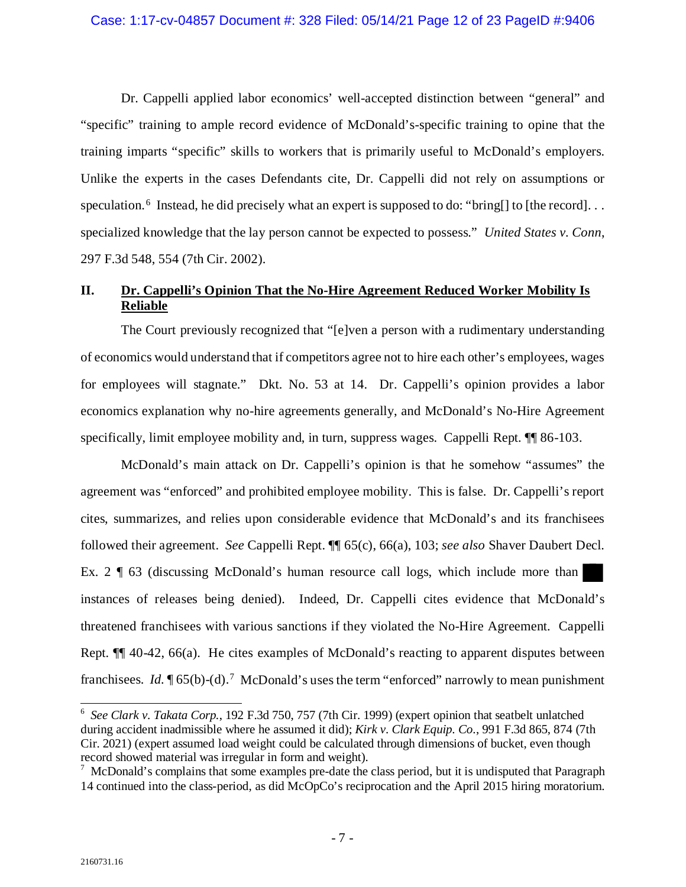Dr. Cappelli applied labor economics' well-accepted distinction between "general" and "specific" training to ample record evidence of McDonald's-specific training to opine that the training imparts "specific" skills to workers that is primarily useful to McDonald's employers. Unlike the experts in the cases Defendants cite, Dr. Cappelli did not rely on assumptions or speculation.[6] Instead, he did precisely what an expert is supposed to do: "bring[] to [the record]. . . specialized knowledge that the lay person cannot be expected to possess." *United States v. Conn*, 297 F.3d 548, 554 (7th Cir. 2002).

## II. Dr. Cappelli's Opinion That the No-Hire Agreement Reduced Worker Mobility Is Reliable

The Court previously recognized that "[e]ven a person with a rudimentary understanding of economics would understand that if competitors agree not to hire each other's employees, wages for employees will stagnate." Dkt. No. 53 at 14. Dr. Cappelli's opinion provides a labor economics explanation why no-hire agreements generally, and McDonald's No-Hire Agreement specifically, limit employee mobility and, in turn, suppress wages. Cappelli Rept. ¶¶ 86-103.

McDonald's main attack on Dr. Cappelli's opinion is that he somehow "assumes" the agreement was "enforced" and prohibited employee mobility. This is false. Dr. Cappelli's report cites, summarizes, and relies upon considerable evidence that McDonald's and its franchisees followed their agreement. *See* Cappelli Rept. ¶¶ 65(c), 66(a), 103; *see also* Shaver Daubert Decl. Ex. 2 ¶ 63 (discussing McDonald's human resource call logs, which include more than ███ instances of releases being denied). Indeed, Dr. Cappelli cites evidence that McDonald's threatened franchisees with various sanctions if they violated the No-Hire Agreement. Cappelli Rept. ¶¶ 40-42, 66(a). He cites examples of McDonald's reacting to apparent disputes between franchisees. *Id.* ¶ 65(b)-(d).[7] McDonald's uses the term "enforced" narrowly to mean punishment

---

[6] *See Clark v. Takata Corp.*, 192 F.3d 750, 757 (7th Cir. 1999) (expert opinion that seatbelt unlatched during accident inadmissible where he assumed it did); *Kirk v. Clark Equip. Co.*, 991 F.3d 865, 874 (7th Cir. 2021) (expert assumed load weight could be calculated through dimensions of bucket, even though record showed material was irregular in form and weight).

[7] McDonald's complains that some examples pre-date the class period, but it is undisputed that Paragraph 14 continued into the class-period, as did McOpCo's reciprocation and the April 2015 hiring moratorium.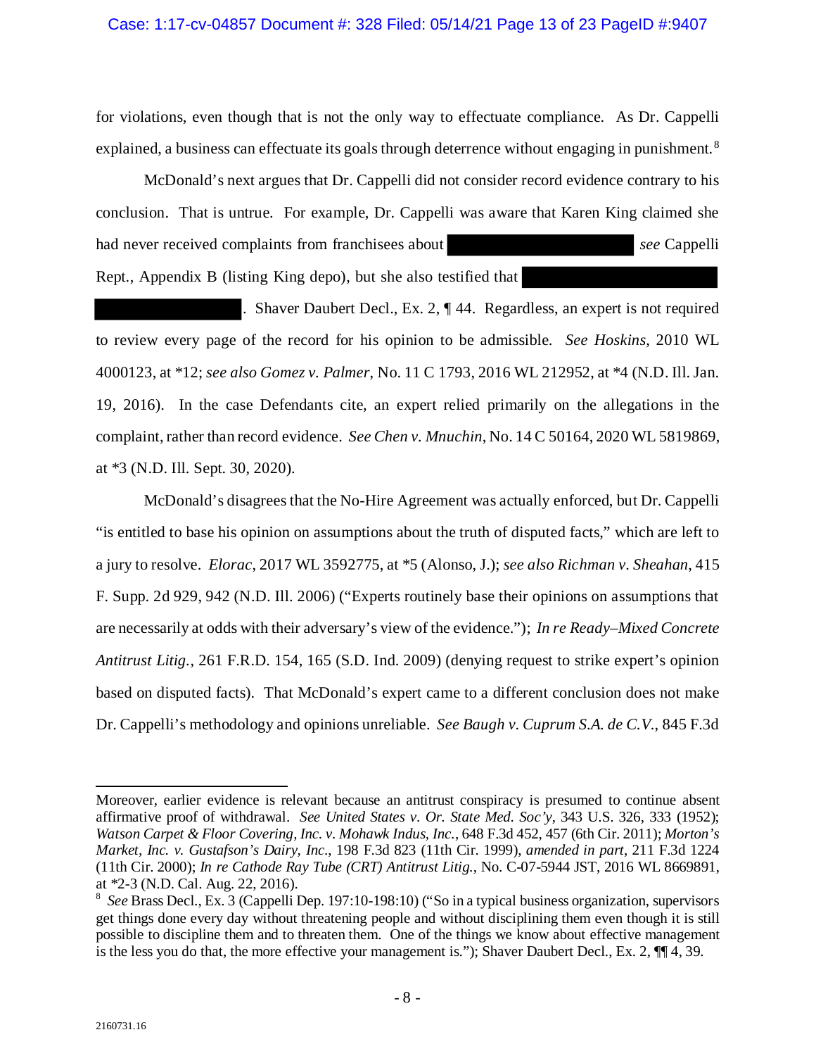for violations, even though that is not the only way to effectuate compliance. As Dr. Cappelli explained, a business can effectuate its goals through deterrence without engaging in punishment.[8]

McDonald's next argues that Dr. Cappelli did not consider record evidence contrary to his conclusion. That is untrue. For example, Dr. Cappelli was aware that Karen King claimed she had never received complaints from franchisees about [REDACTED] *see* Cappelli Rept., Appendix B (listing King depo), but she also testified that [REDACTED]. Shaver Daubert Decl., Ex. 2, ¶ 44. Regardless, an expert is not required to review every page of the record for his opinion to be admissible. *See Hoskins*, 2010 WL 4000123, at *12; *see also Gomez v. Palmer*, No. 11 C 1793, 2016 WL 212952, at *4 (N.D. Ill. Jan. 19, 2016). In the case Defendants cite, an expert relied primarily on the allegations in the complaint, rather than record evidence. *See Chen v. Mnuchin*, No. 14 C 50164, 2020 WL 5819869, at *3 (N.D. Ill. Sept. 30, 2020).

McDonald's disagrees that the No-Hire Agreement was actually enforced, but Dr. Cappelli "is entitled to base his opinion on assumptions about the truth of disputed facts," which are left to a jury to resolve. *Elorac*, 2017 WL 3592775, at *5 (Alonso, J.); *see also Richman v. Sheahan*, 415 F. Supp. 2d 929, 942 (N.D. Ill. 2006) ("Experts routinely base their opinions on assumptions that are necessarily at odds with their adversary's view of the evidence."); *In re Ready–Mixed Concrete Antitrust Litig.*, 261 F.R.D. 154, 165 (S.D. Ind. 2009) (denying request to strike expert's opinion based on disputed facts). That McDonald's expert came to a different conclusion does not make Dr. Cappelli's methodology and opinions unreliable. *See Baugh v. Cuprum S.A. de C.V.*, 845 F.3d

---

Moreover, earlier evidence is relevant because an antitrust conspiracy is presumed to continue absent affirmative proof of withdrawal. *See United States v. Or. State Med. Soc'y*, 343 U.S. 326, 333 (1952); *Watson Carpet & Floor Covering, Inc. v. Mohawk Indus, Inc.*, 648 F.3d 452, 457 (6th Cir. 2011); *Morton's Market, Inc. v. Gustafson's Dairy, Inc.*, 198 F.3d 823 (11th Cir. 1999), *amended in part*, 211 F.3d 1224 (11th Cir. 2000); *In re Cathode Ray Tube (CRT) Antitrust Litig.*, No. C-07-5944 JST, 2016 WL 8669891, at *2-3 (N.D. Cal. Aug. 22, 2016).

[8] *See* Brass Decl., Ex. 3 (Cappelli Dep. 197:10-198:10) ("So in a typical business organization, supervisors get things done every day without threatening people and without disciplining them even though it is still possible to discipline them and to threaten them. One of the things we know about effective management is the less you do that, the more effective your management is."); Shaver Daubert Decl., Ex. 2, ¶¶ 4, 39.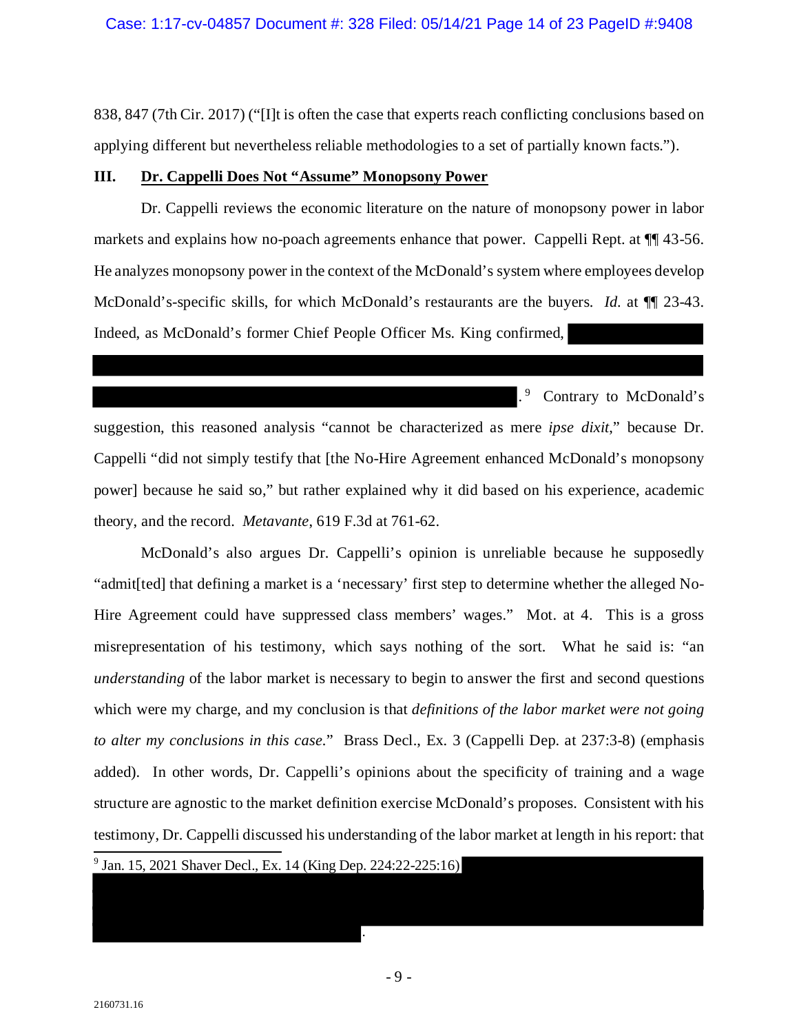838, 847 (7th Cir. 2017) ("[I]t is often the case that experts reach conflicting conclusions based on applying different but nevertheless reliable methodologies to a set of partially known facts.").

## III. Dr. Cappelli Does Not "Assume" Monopsony Power

Dr. Cappelli reviews the economic literature on the nature of monopsony power in labor markets and explains how no-poach agreements enhance that power. Cappelli Rept. at ¶¶ 43-56. He analyzes monopsony power in the context of the McDonald's system where employees develop McDonald's-specific skills, for which McDonald's restaurants are the buyers. *Id.* at ¶¶ 23-43. Indeed, as McDonald's former Chief People Officer Ms. King confirmed, [REDACTED].[9] Contrary to McDonald's suggestion, this reasoned analysis "cannot be characterized as mere *ipse dixit*," because Dr. Cappelli "did not simply testify that [the No-Hire Agreement enhanced McDonald's monopsony power] because he said so," but rather explained why it did based on his experience, academic theory, and the record. *Metavante*, 619 F.3d at 761-62.

McDonald's also argues Dr. Cappelli's opinion is unreliable because he supposedly "admit[ted] that defining a market is a 'necessary' first step to determine whether the alleged No-Hire Agreement could have suppressed class members' wages." Mot. at 4. This is a gross misrepresentation of his testimony, which says nothing of the sort. What he said is: "an *understanding* of the labor market is necessary to begin to answer the first and second questions which were my charge, and my conclusion is that *definitions of the labor market were not going to alter my conclusions in this case*." Brass Decl., Ex. 3 (Cappelli Dep. at 237:3-8) (emphasis added). In other words, Dr. Cappelli's opinions about the specificity of training and a wage structure are agnostic to the market definition exercise McDonald's proposes. Consistent with his testimony, Dr. Cappelli discussed his understanding of the labor market at length in his report: that

---

[9] Jan. 15, 2021 Shaver Decl., Ex. 14 (King Dep. 224:22-225:16) [REDACTED].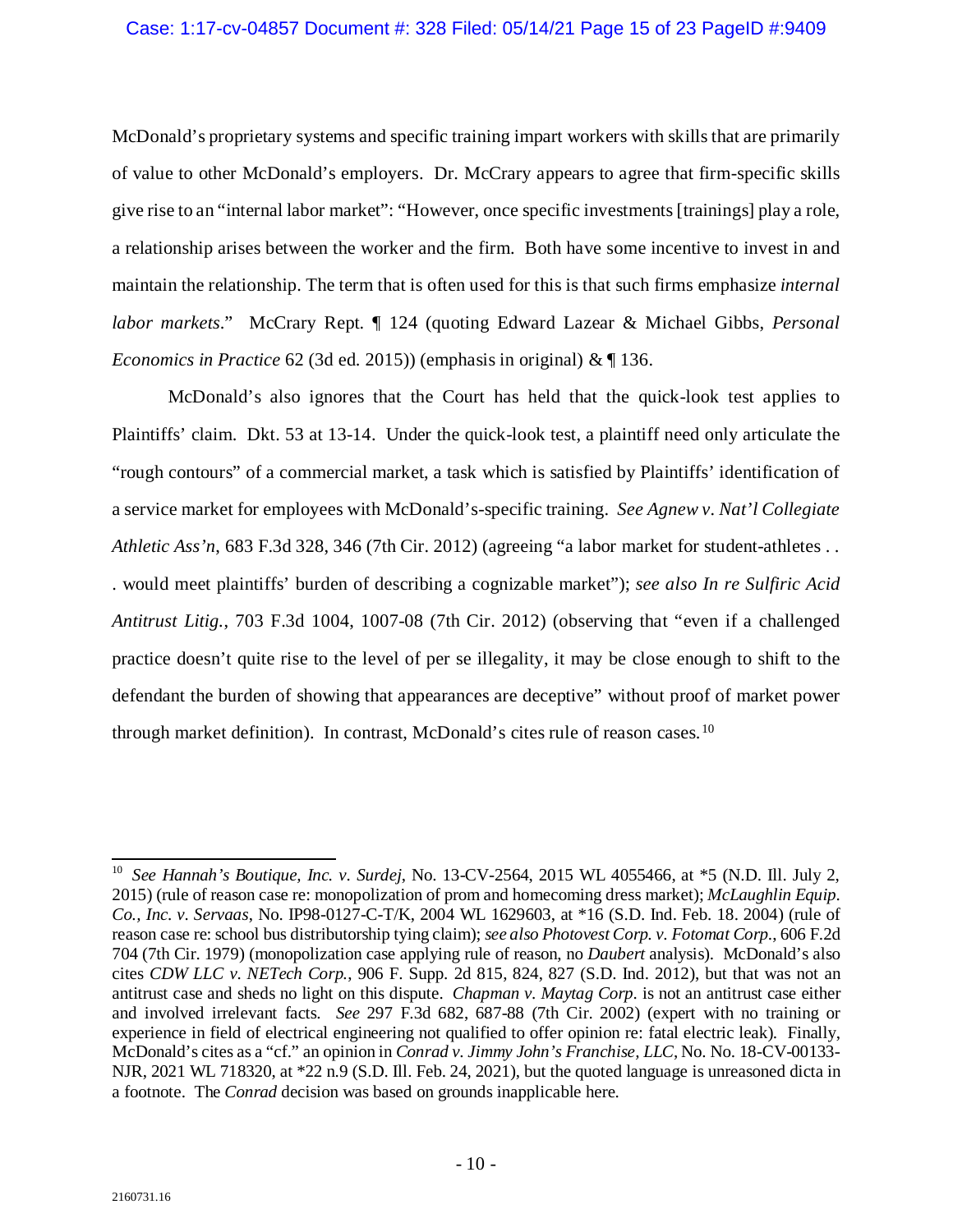McDonald's proprietary systems and specific training impart workers with skills that are primarily of value to other McDonald's employers. Dr. McCrary appears to agree that firm-specific skills give rise to an "internal labor market": "However, once specific investments [trainings] play a role, a relationship arises between the worker and the firm. Both have some incentive to invest in and maintain the relationship. The term that is often used for this is that such firms emphasize *internal labor markets*." McCrary Rept. ¶ 124 (quoting Edward Lazear & Michael Gibbs, *Personal Economics in Practice* 62 (3d ed. 2015)) (emphasis in original) & ¶ 136.

McDonald's also ignores that the Court has held that the quick-look test applies to Plaintiffs' claim. Dkt. 53 at 13-14. Under the quick-look test, a plaintiff need only articulate the "rough contours" of a commercial market, a task which is satisfied by Plaintiffs' identification of a service market for employees with McDonald's-specific training. *See Agnew v. Nat'l Collegiate Athletic Ass'n*, 683 F.3d 328, 346 (7th Cir. 2012) (agreeing "a labor market for student-athletes . . . would meet plaintiffs' burden of describing a cognizable market"); *see also In re Sulfiric Acid Antitrust Litig.*, 703 F.3d 1004, 1007-08 (7th Cir. 2012) (observing that "even if a challenged practice doesn't quite rise to the level of per se illegality, it may be close enough to shift to the defendant the burden of showing that appearances are deceptive" without proof of market power through market definition). In contrast, McDonald's cites rule of reason cases.[10]

---

[10] *See Hannah's Boutique, Inc. v. Surdej*, No. 13-CV-2564, 2015 WL 4055466, at *5 (N.D. Ill. July 2, 2015) (rule of reason case re: monopolization of prom and homecoming dress market); *McLaughlin Equip. Co., Inc. v. Servaas*, No. IP98-0127-C-T/K, 2004 WL 1629603, at *16 (S.D. Ind. Feb. 18. 2004) (rule of reason case re: school bus distributorship tying claim); *see also Photovest Corp. v. Fotomat Corp.*, 606 F.2d 704 (7th Cir. 1979) (monopolization case applying rule of reason, no *Daubert* analysis). McDonald's also cites *CDW LLC v. NETech Corp.*, 906 F. Supp. 2d 815, 824, 827 (S.D. Ind. 2012), but that was not an antitrust case and sheds no light on this dispute. *Chapman v. Maytag Corp.* is not an antitrust case either and involved irrelevant facts. *See* 297 F.3d 682, 687-88 (7th Cir. 2002) (expert with no training or experience in field of electrical engineering not qualified to offer opinion re: fatal electric leak). Finally, McDonald's cites as a "cf." an opinion in *Conrad v. Jimmy John's Franchise, LLC*, No. No. 18-CV-00133-NJR, 2021 WL 718320, at *22 n.9 (S.D. Ill. Feb. 24, 2021), but the quoted language is unreasoned dicta in a footnote. The *Conrad* decision was based on grounds inapplicable here.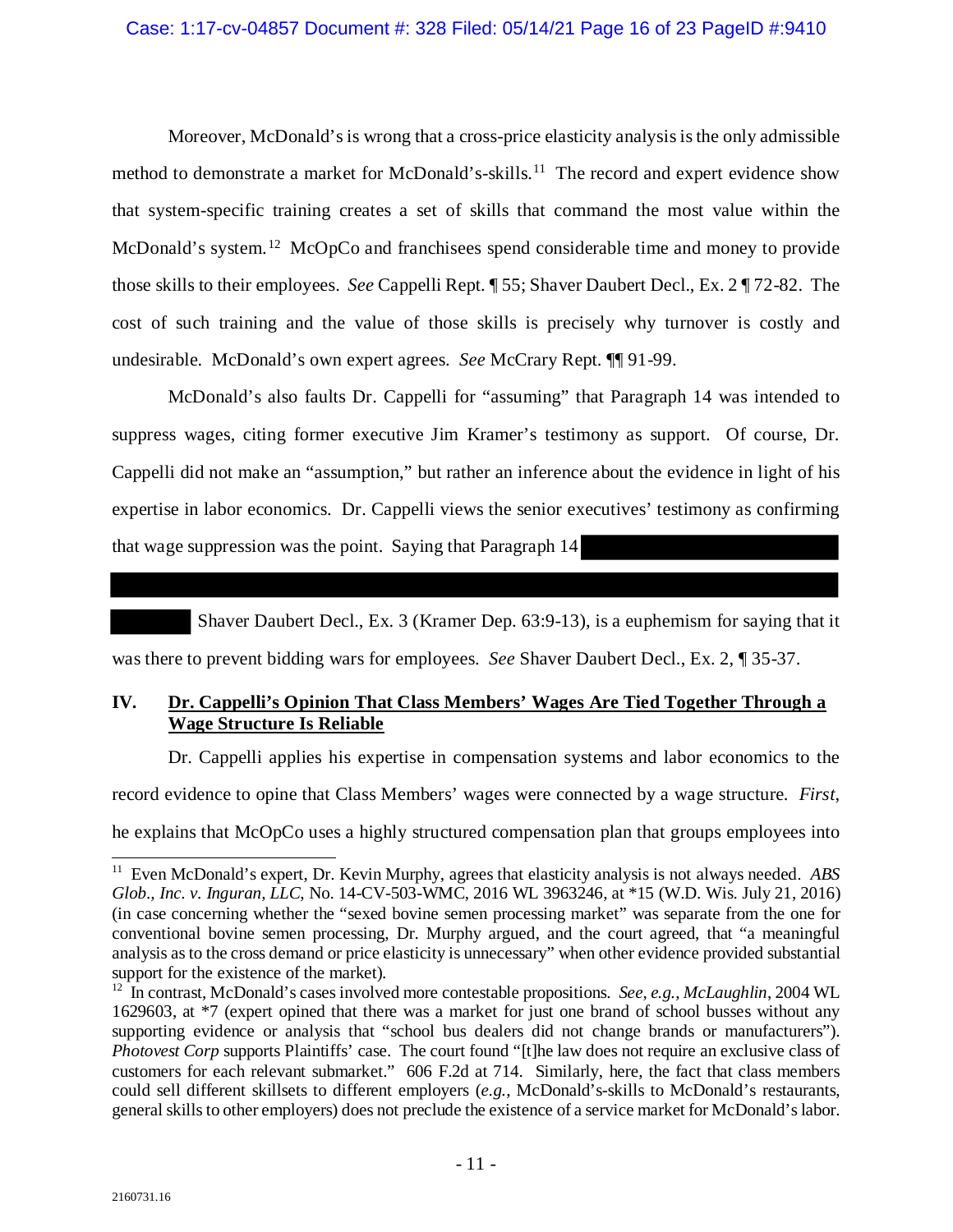Moreover, McDonald's is wrong that a cross-price elasticity analysis is the only admissible method to demonstrate a market for McDonald's-skills.[11] The record and expert evidence show that system-specific training creates a set of skills that command the most value within the McDonald's system.[12] McOpCo and franchisees spend considerable time and money to provide those skills to their employees. *See* Cappelli Rept. ¶ 55; Shaver Daubert Decl., Ex. 2 ¶ 72-82. The cost of such training and the value of those skills is precisely why turnover is costly and undesirable. McDonald's own expert agrees. *See* McCrary Rept. ¶¶ 91-99.

McDonald's also faults Dr. Cappelli for "assuming" that Paragraph 14 was intended to suppress wages, citing former executive Jim Kramer's testimony as support. Of course, Dr. Cappelli did not make an "assumption," but rather an inference about the evidence in light of his expertise in labor economics. Dr. Cappelli views the senior executives' testimony as confirming that wage suppression was the point. Saying that Paragraph 14 [REDACTED] Shaver Daubert Decl., Ex. 3 (Kramer Dep. 63:9-13), is a euphemism for saying that it was there to prevent bidding wars for employees. *See* Shaver Daubert Decl., Ex. 2, ¶ 35-37.

## IV. <u>Dr. Cappelli's Opinion That Class Members' Wages Are Tied Together Through a Wage Structure Is Reliable</u>

Dr. Cappelli applies his expertise in compensation systems and labor economics to the record evidence to opine that Class Members' wages were connected by a wage structure. *First*, he explains that McOpCo uses a highly structured compensation plan that groups employees into

---

[11] Even McDonald's expert, Dr. Kevin Murphy, agrees that elasticity analysis is not always needed. *ABS Glob., Inc. v. Inguran, LLC*, No. 14-CV-503-WMC, 2016 WL 3963246, at *15 (W.D. Wis. July 21, 2016) (in case concerning whether the "sexed bovine semen processing market" was separate from the one for conventional bovine semen processing, Dr. Murphy argued, and the court agreed, that "a meaningful analysis as to the cross demand or price elasticity is unnecessary" when other evidence provided substantial support for the existence of the market).

[12] In contrast, McDonald's cases involved more contestable propositions. *See, e.g.*, *McLaughlin*, 2004 WL 1629603, at *7 (expert opined that there was a market for just one brand of school busses without any supporting evidence or analysis that "school bus dealers did not change brands or manufacturers"). *Photovest Corp* supports Plaintiffs' case. The court found "[t]he law does not require an exclusive class of customers for each relevant submarket." 606 F.2d at 714. Similarly, here, the fact that class members could sell different skillsets to different employers (*e.g.*, McDonald's-skills to McDonald's restaurants, general skills to other employers) does not preclude the existence of a service market for McDonald's labor.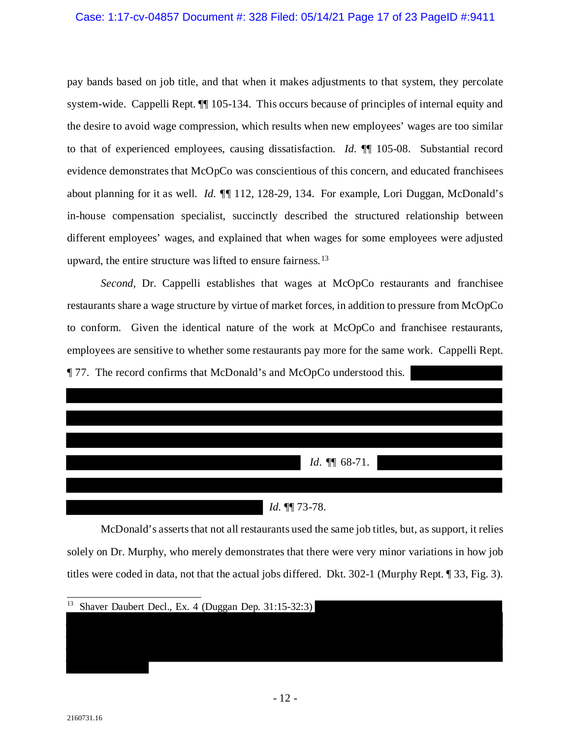pay bands based on job title, and that when it makes adjustments to that system, they percolate system-wide. Cappelli Rept. ¶¶ 105-134. This occurs because of principles of internal equity and the desire to avoid wage compression, which results when new employees' wages are too similar to that of experienced employees, causing dissatisfaction. *Id.* ¶¶ 105-08. Substantial record evidence demonstrates that McOpCo was conscientious of this concern, and educated franchisees about planning for it as well. *Id.* ¶¶ 112, 128-29, 134. For example, Lori Duggan, McDonald's in-house compensation specialist, succinctly described the structured relationship between different employees' wages, and explained that when wages for some employees were adjusted upward, the entire structure was lifted to ensure fairness.[13]

*Second*, Dr. Cappelli establishes that wages at McOpCo restaurants and franchisee restaurants share a wage structure by virtue of market forces, in addition to pressure from McOpCo to conform. Given the identical nature of the work at McOpCo and franchisee restaurants, employees are sensitive to whether some restaurants pay more for the same work. Cappelli Rept. ¶ 77. The record confirms that McDonald's and McOpCo understood this. [REDACTED] *Id.* ¶¶ 68-71. [REDACTED] *Id.* ¶¶ 73-78.

McDonald's asserts that not all restaurants used the same job titles, but, as support, it relies solely on Dr. Murphy, who merely demonstrates that there were very minor variations in how job titles were coded in data, not that the actual jobs differed. Dkt. 302-1 (Murphy Rept. ¶ 33, Fig. 3).

---

[13] Shaver Daubert Decl., Ex. 4 (Duggan Dep. 31:15-32:3) [REDACTED]

2160731.16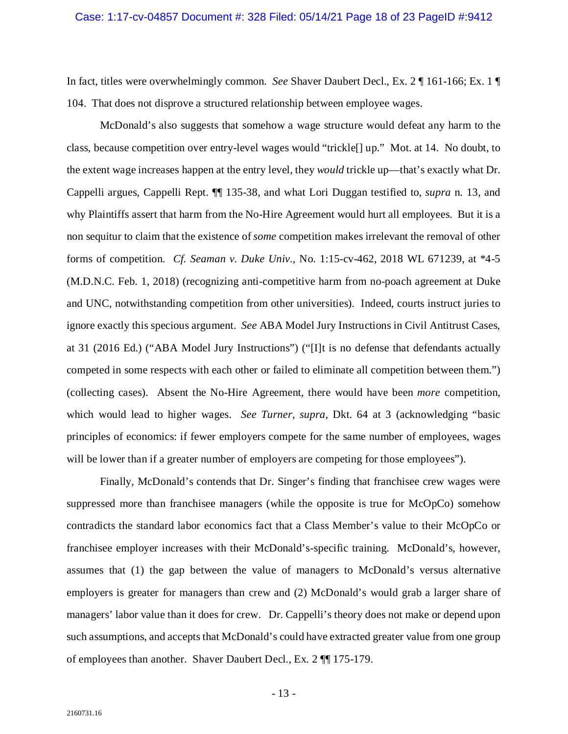In fact, titles were overwhelmingly common. *See* Shaver Daubert Decl., Ex. 2 ¶ 161-166; Ex. 1 ¶ 104. That does not disprove a structured relationship between employee wages.

McDonald's also suggests that somehow a wage structure would defeat any harm to the class, because competition over entry-level wages would "trickle[] up." Mot. at 14. No doubt, to the extent wage increases happen at the entry level, they *would* trickle up—that's exactly what Dr. Cappelli argues, Cappelli Rept. ¶¶ 135-38, and what Lori Duggan testified to, *supra* n. 13, and why Plaintiffs assert that harm from the No-Hire Agreement would hurt all employees. But it is a non sequitur to claim that the existence of *some* competition makes irrelevant the removal of other forms of competition. *Cf. Seaman v. Duke Univ.*, No. 1:15-cv-462, 2018 WL 671239, at *4-5 (M.D.N.C. Feb. 1, 2018) (recognizing anti-competitive harm from no-poach agreement at Duke and UNC, notwithstanding competition from other universities). Indeed, courts instruct juries to ignore exactly this specious argument. *See* ABA Model Jury Instructions in Civil Antitrust Cases, at 31 (2016 Ed.) ("ABA Model Jury Instructions") ("[I]t is no defense that defendants actually competed in some respects with each other or failed to eliminate all competition between them.") (collecting cases). Absent the No-Hire Agreement, there would have been *more* competition, which would lead to higher wages. *See Turner*, *supra*, Dkt. 64 at 3 (acknowledging "basic principles of economics: if fewer employers compete for the same number of employees, wages will be lower than if a greater number of employers are competing for those employees").

Finally, McDonald's contends that Dr. Singer's finding that franchisee crew wages were suppressed more than franchisee managers (while the opposite is true for McOpCo) somehow contradicts the standard labor economics fact that a Class Member's value to their McOpCo or franchisee employer increases with their McDonald's-specific training. McDonald's, however, assumes that (1) the gap between the value of managers to McDonald's versus alternative employers is greater for managers than crew and (2) McDonald's would grab a larger share of managers' labor value than it does for crew. Dr. Cappelli's theory does not make or depend upon such assumptions, and accepts that McDonald's could have extracted greater value from one group of employees than another. Shaver Daubert Decl., Ex. 2 ¶¶ 175-179.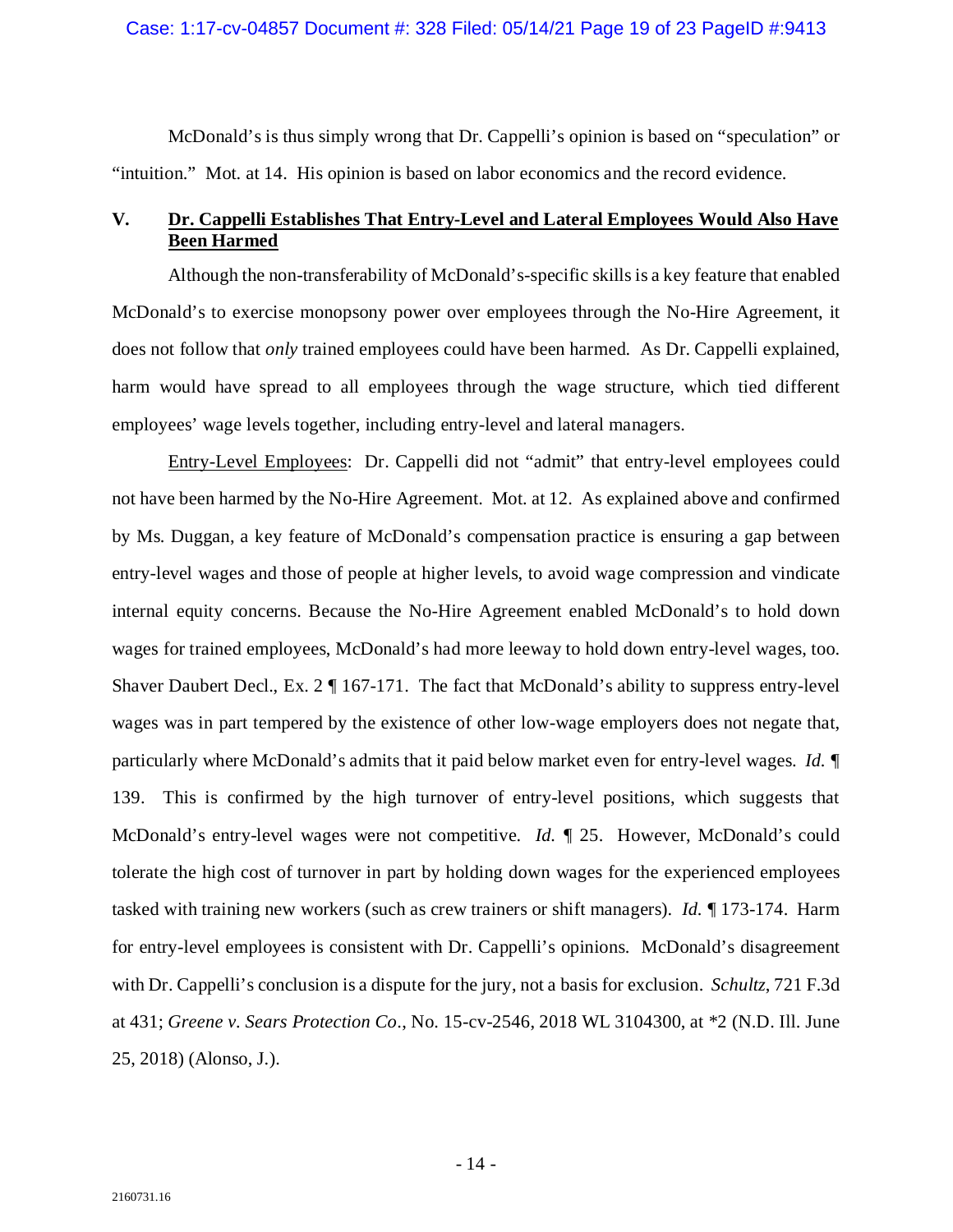McDonald's is thus simply wrong that Dr. Cappelli's opinion is based on "speculation" or "intuition." Mot. at 14. His opinion is based on labor economics and the record evidence.

## V. Dr. Cappelli Establishes That Entry-Level and Lateral Employees Would Also Have Been Harmed

Although the non-transferability of McDonald's-specific skills is a key feature that enabled McDonald's to exercise monopsony power over employees through the No-Hire Agreement, it does not follow that *only* trained employees could have been harmed. As Dr. Cappelli explained, harm would have spread to all employees through the wage structure, which tied different employees' wage levels together, including entry-level and lateral managers.

Entry-Level Employees: Dr. Cappelli did not "admit" that entry-level employees could not have been harmed by the No-Hire Agreement. Mot. at 12. As explained above and confirmed by Ms. Duggan, a key feature of McDonald's compensation practice is ensuring a gap between entry-level wages and those of people at higher levels, to avoid wage compression and vindicate internal equity concerns. Because the No-Hire Agreement enabled McDonald's to hold down wages for trained employees, McDonald's had more leeway to hold down entry-level wages, too. Shaver Daubert Decl., Ex. 2 ¶ 167-171. The fact that McDonald's ability to suppress entry-level wages was in part tempered by the existence of other low-wage employers does not negate that, particularly where McDonald's admits that it paid below market even for entry-level wages. *Id.* ¶ 139. This is confirmed by the high turnover of entry-level positions, which suggests that McDonald's entry-level wages were not competitive. *Id.* ¶ 25. However, McDonald's could tolerate the high cost of turnover in part by holding down wages for the experienced employees tasked with training new workers (such as crew trainers or shift managers). *Id.* ¶ 173-174. Harm for entry-level employees is consistent with Dr. Cappelli's opinions. McDonald's disagreement with Dr. Cappelli's conclusion is a dispute for the jury, not a basis for exclusion. *Schultz*, 721 F.3d at 431; *Greene v. Sears Protection Co.*, No. 15-cv-2546, 2018 WL 3104300, at *2 (N.D. Ill. June 25, 2018) (Alonso, J.).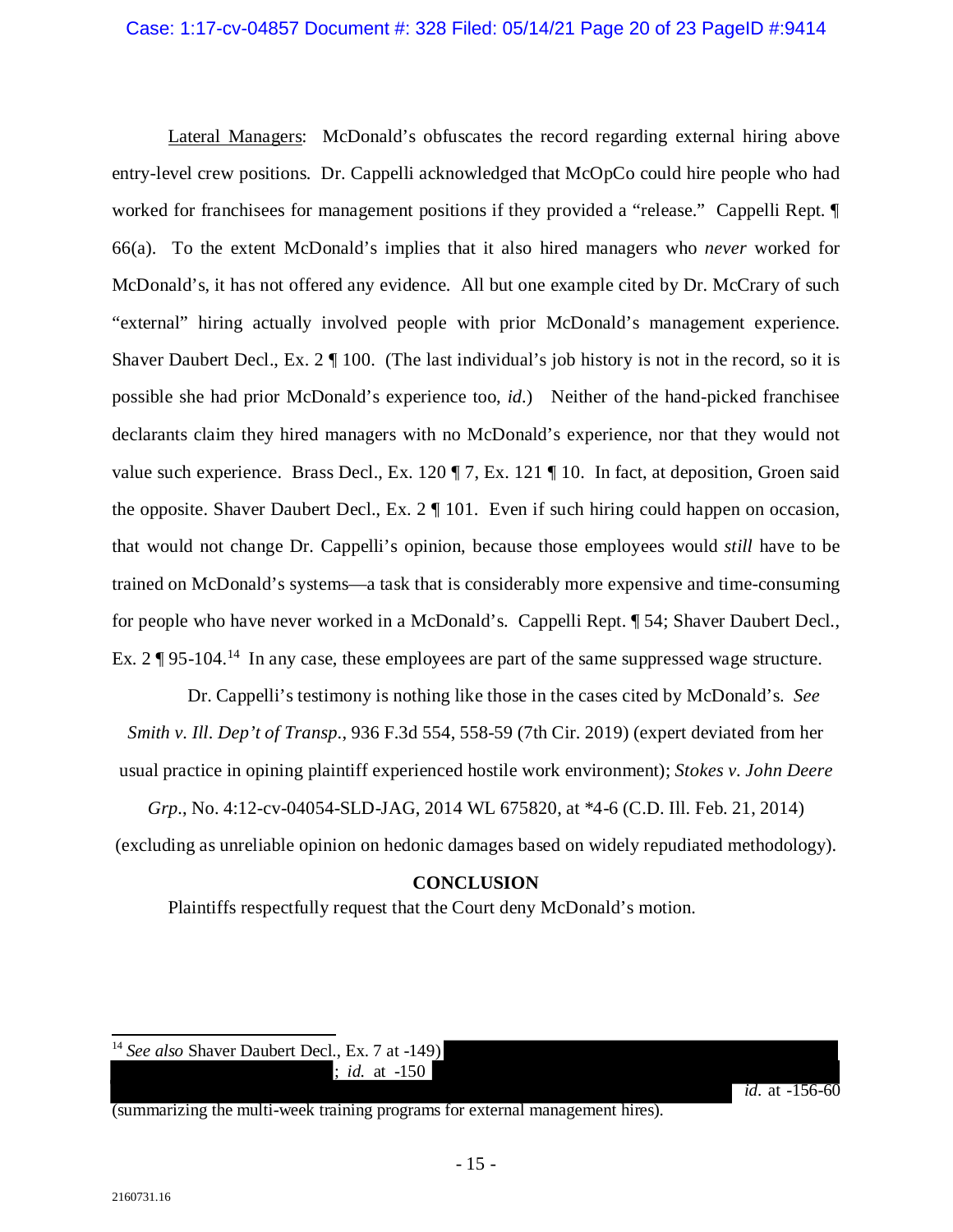Lateral Managers: McDonald's obfuscates the record regarding external hiring above entry-level crew positions. Dr. Cappelli acknowledged that McOpCo could hire people who had worked for franchisees for management positions if they provided a "release." Cappelli Rept. ¶ 66(a). To the extent McDonald's implies that it also hired managers who *never* worked for McDonald's, it has not offered any evidence. All but one example cited by Dr. McCrary of such "external" hiring actually involved people with prior McDonald's management experience. Shaver Daubert Decl., Ex. 2 ¶ 100. (The last individual's job history is not in the record, so it is possible she had prior McDonald's experience too, *id.*) Neither of the hand-picked franchisee declarants claim they hired managers with no McDonald's experience, nor that they would not value such experience. Brass Decl., Ex. 120 ¶ 7, Ex. 121 ¶ 10. In fact, at deposition, Groen said the opposite. Shaver Daubert Decl., Ex. 2 ¶ 101. Even if such hiring could happen on occasion, that would not change Dr. Cappelli's opinion, because those employees would *still* have to be trained on McDonald's systems—a task that is considerably more expensive and time-consuming for people who have never worked in a McDonald's. Cappelli Rept. ¶ 54; Shaver Daubert Decl., Ex. 2 ¶ 95-104.[14] In any case, these employees are part of the same suppressed wage structure.

Dr. Cappelli's testimony is nothing like those in the cases cited by McDonald's. *See Smith v. Ill. Dep't of Transp.*, 936 F.3d 554, 558-59 (7th Cir. 2019) (expert deviated from her usual practice in opining plaintiff experienced hostile work environment); *Stokes v. John Deere Grp.*, No. 4:12-cv-04054-SLD-JAG, 2014 WL 675820, at *4-6 (C.D. Ill. Feb. 21, 2014) (excluding as unreliable opinion on hedonic damages based on widely repudiated methodology).

## CONCLUSION

Plaintiffs respectfully request that the Court deny McDonald's motion.

---

[14] *See also* Shaver Daubert Decl., Ex. 7 at -149) [REDACTED] ; *id.* at -150 [REDACTED] *id.* at -156-60 (summarizing the multi-week training programs for external management hires).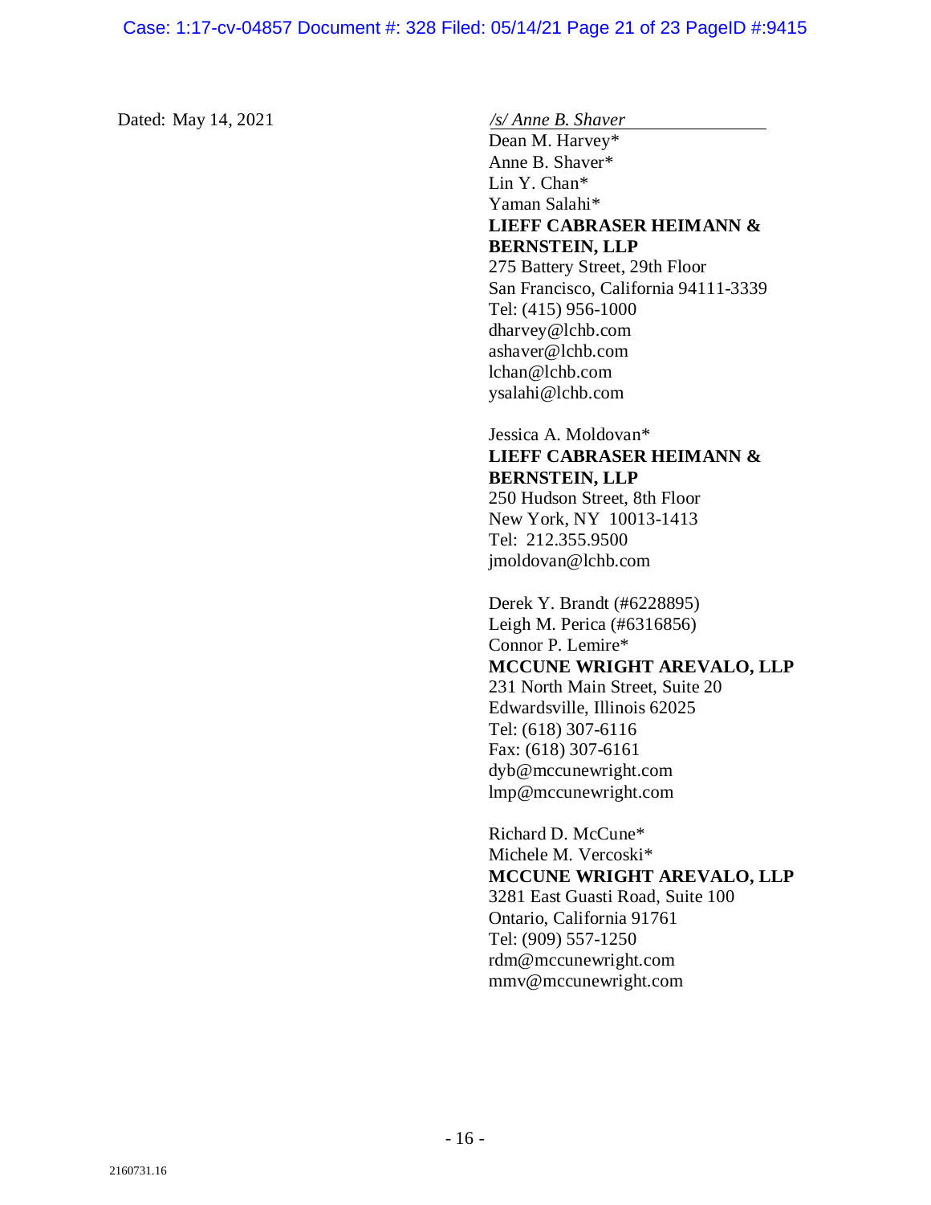Dated: May 14, 2021

*/s/ Anne B. Shaver*
Dean M. Harvey*
Anne B. Shaver*
Lin Y. Chan*
Yaman Salahi*
**LIEFF CABRASER HEIMANN & BERNSTEIN, LLP**
275 Battery Street, 29th Floor
San Francisco, California 94111-3339
Tel: (415) 956-1000
dharvey@lchb.com
ashaver@lchb.com
lchan@lchb.com
ysalahi@lchb.com

Jessica A. Moldovan*
**LIEFF CABRASER HEIMANN & BERNSTEIN, LLP**
250 Hudson Street, 8th Floor
New York, NY 10013-1413
Tel: 212.355.9500
jmoldovan@lchb.com

Derek Y. Brandt (#6228895)
Leigh M. Perica (#6316856)
Connor P. Lemire*
**MCCUNE WRIGHT AREVALO, LLP**
231 North Main Street, Suite 20
Edwardsville, Illinois 62025
Tel: (618) 307-6116
Fax: (618) 307-6161
dyb@mccunewright.com
lmp@mccunewright.com

Richard D. McCune*
Michele M. Vercoski*
**MCCUNE WRIGHT AREVALO, LLP**
3281 East Guasti Road, Suite 100
Ontario, California 91761
Tel: (909) 557-1250
rdm@mccunewright.com
mmv@mccunewright.com

2160731.16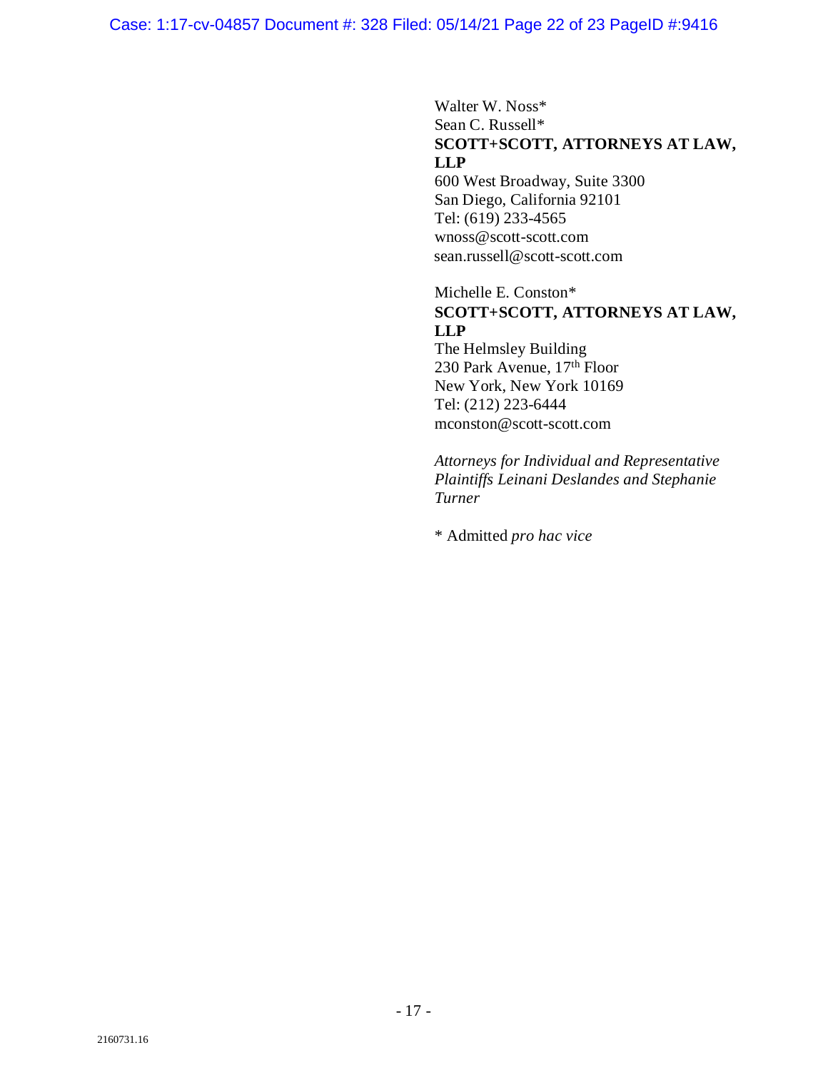Walter W. Noss*
Sean C. Russell*
**SCOTT+SCOTT, ATTORNEYS AT LAW, LLP**
600 West Broadway, Suite 3300
San Diego, California 92101
Tel: (619) 233-4565
wnoss@scott-scott.com
sean.russell@scott-scott.com

Michelle E. Conston*
**SCOTT+SCOTT, ATTORNEYS AT LAW, LLP**
The Helmsley Building
230 Park Avenue, 17th Floor
New York, New York 10169
Tel: (212) 223-6444
mconston@scott-scott.com

*Attorneys for Individual and Representative Plaintiffs Leinani Deslandes and Stephanie Turner*

\* Admitted *pro hac vice*

2160731.16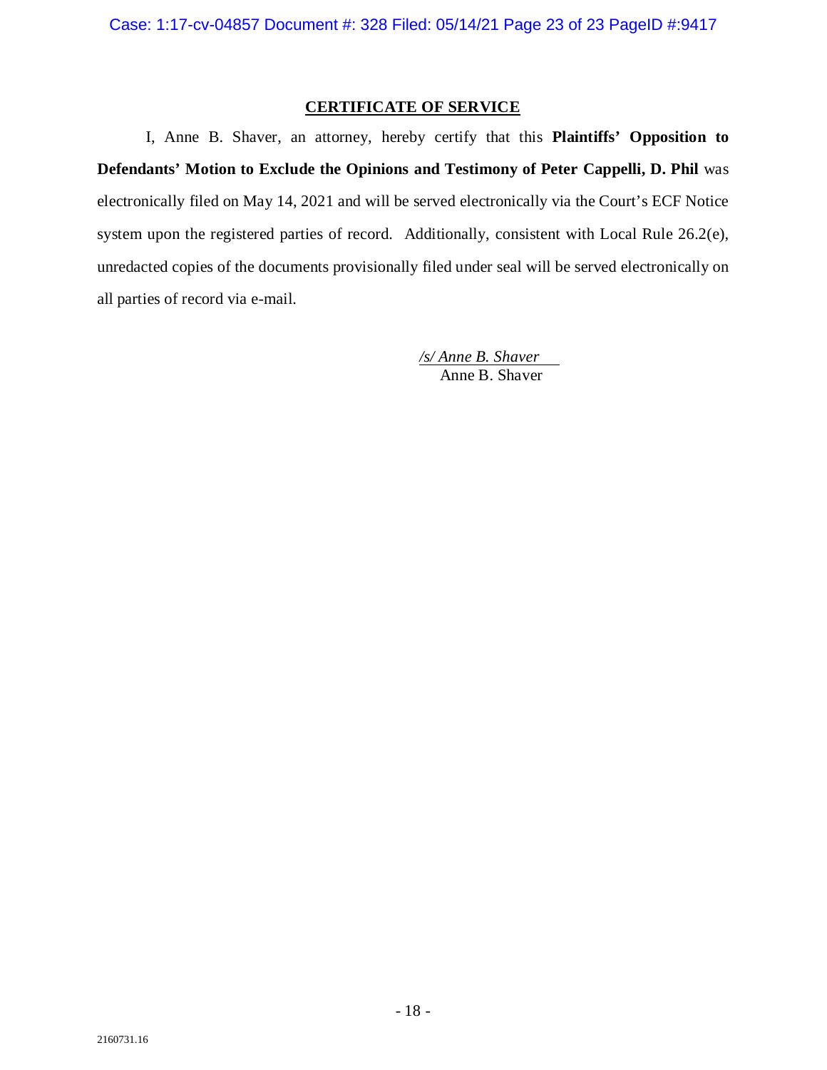## CERTIFICATE OF SERVICE

I, Anne B. Shaver, an attorney, hereby certify that this **Plaintiffs' Opposition to Defendants' Motion to Exclude the Opinions and Testimony of Peter Cappelli, D. Phil** was electronically filed on May 14, 2021 and will be served electronically via the Court's ECF Notice system upon the registered parties of record. Additionally, consistent with Local Rule 26.2(e), unredacted copies of the documents provisionally filed under seal will be served electronically on all parties of record via e-mail.

*/s/ Anne B. Shaver*
Anne B. Shaver

2160731.16